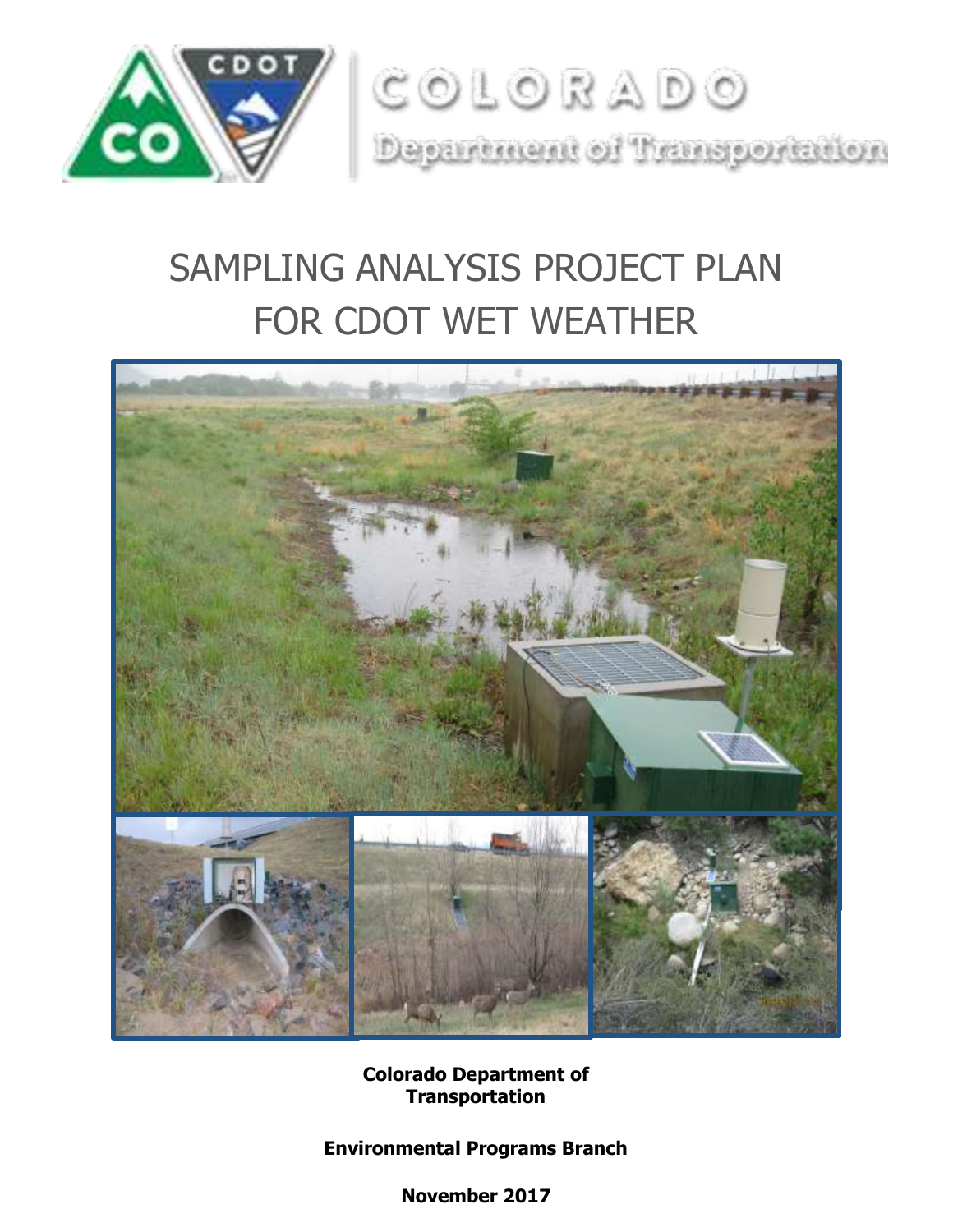COLORADO

Department of Transportation

# SAMPLING ANALYSIS PROJECT PLAN FOR CDOT WET WEATHER

**Colorado Department of Transportation**

**Environmental Programs Branch**

**November 2017**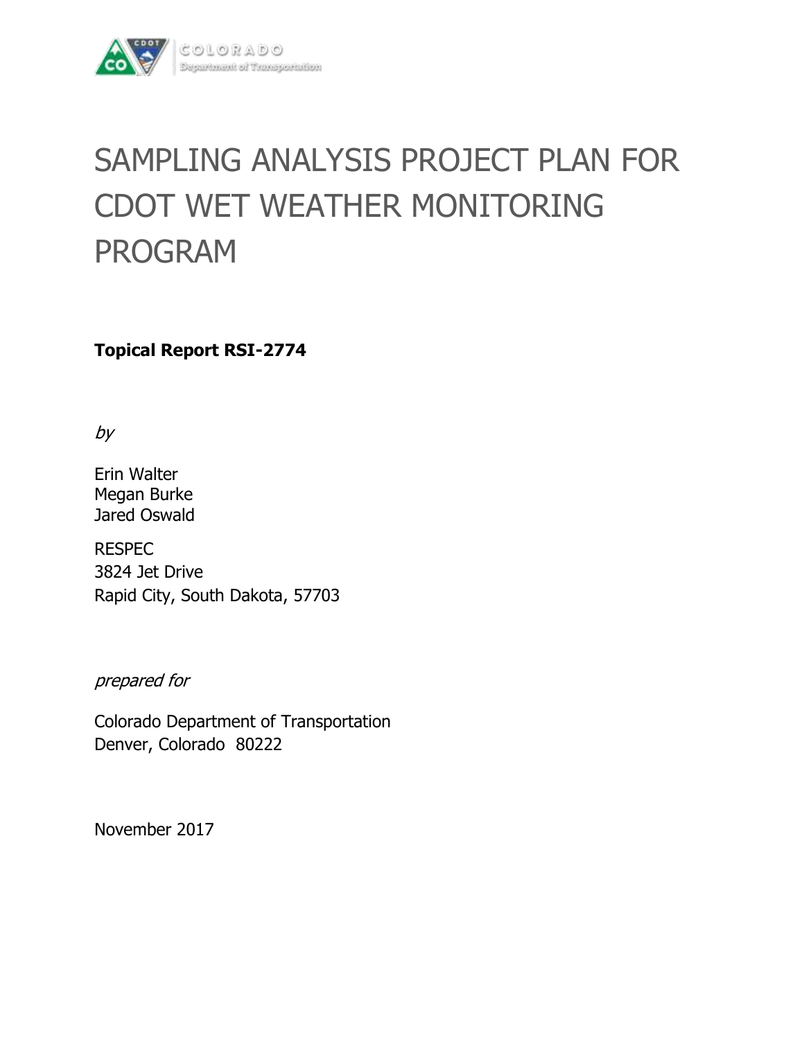COLORADO
Department of Transportation

# SAMPLING ANALYSIS PROJECT PLAN FOR CDOT WET WEATHER MONITORING PROGRAM

**Topical Report RSI-2774**

*by*

Erin Walter
Megan Burke
Jared Oswald

RESPEC
3824 Jet Drive
Rapid City, South Dakota, 57703

*prepared for*

Colorado Department of Transportation
Denver, Colorado 80222

November 2017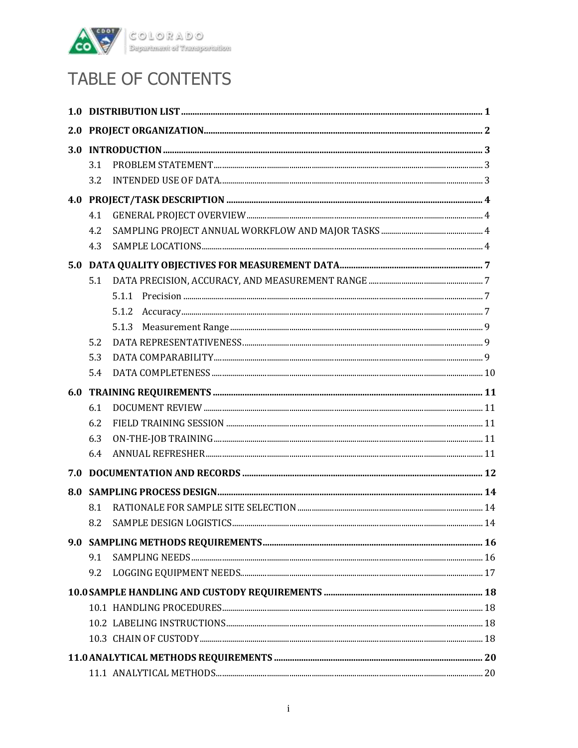# TABLE OF CONTENTS

**1.0 DISTRIBUTION LIST** .......... **1**

**2.0 PROJECT ORGANIZATION** .......... **2**

**3.0 INTRODUCTION** .......... **3**

- 3.1 PROBLEM STATEMENT .......... 3
- 3.2 INTENDED USE OF DATA .......... 3

**4.0 PROJECT/TASK DESCRIPTION** .......... **4**

- 4.1 GENERAL PROJECT OVERVIEW .......... 4
- 4.2 SAMPLING PROJECT ANNUAL WORKFLOW AND MAJOR TASKS .......... 4
- 4.3 SAMPLE LOCATIONS .......... 4

**5.0 DATA QUALITY OBJECTIVES FOR MEASUREMENT DATA** .......... **7**

- 5.1 DATA PRECISION, ACCURACY, AND MEASUREMENT RANGE .......... 7
  - 5.1.1 Precision .......... 7
  - 5.1.2 Accuracy .......... 7
  - 5.1.3 Measurement Range .......... 9
- 5.2 DATA REPRESENTATIVENESS .......... 9
- 5.3 DATA COMPARABILITY .......... 9
- 5.4 DATA COMPLETENESS .......... 10

**6.0 TRAINING REQUIREMENTS** .......... **11**

- 6.1 DOCUMENT REVIEW .......... 11
- 6.2 FIELD TRAINING SESSION .......... 11
- 6.3 ON-THE-JOB TRAINING .......... 11
- 6.4 ANNUAL REFRESHER .......... 11

**7.0 DOCUMENTATION AND RECORDS** .......... **12**

**8.0 SAMPLING PROCESS DESIGN** .......... **14**

- 8.1 RATIONALE FOR SAMPLE SITE SELECTION .......... 14
- 8.2 SAMPLE DESIGN LOGISTICS .......... 14

**9.0 SAMPLING METHODS REQUIREMENTS** .......... **16**

- 9.1 SAMPLING NEEDS .......... 16
- 9.2 LOGGING EQUIPMENT NEEDS .......... 17

**10.0 SAMPLE HANDLING AND CUSTODY REQUIREMENTS** .......... **18**

- 10.1 HANDLING PROCEDURES .......... 18
- 10.2 LABELING INSTRUCTIONS .......... 18
- 10.3 CHAIN OF CUSTODY .......... 18

**11.0 ANALYTICAL METHODS REQUIREMENTS** .......... **20**

- 11.1 ANALYTICAL METHODS .......... 20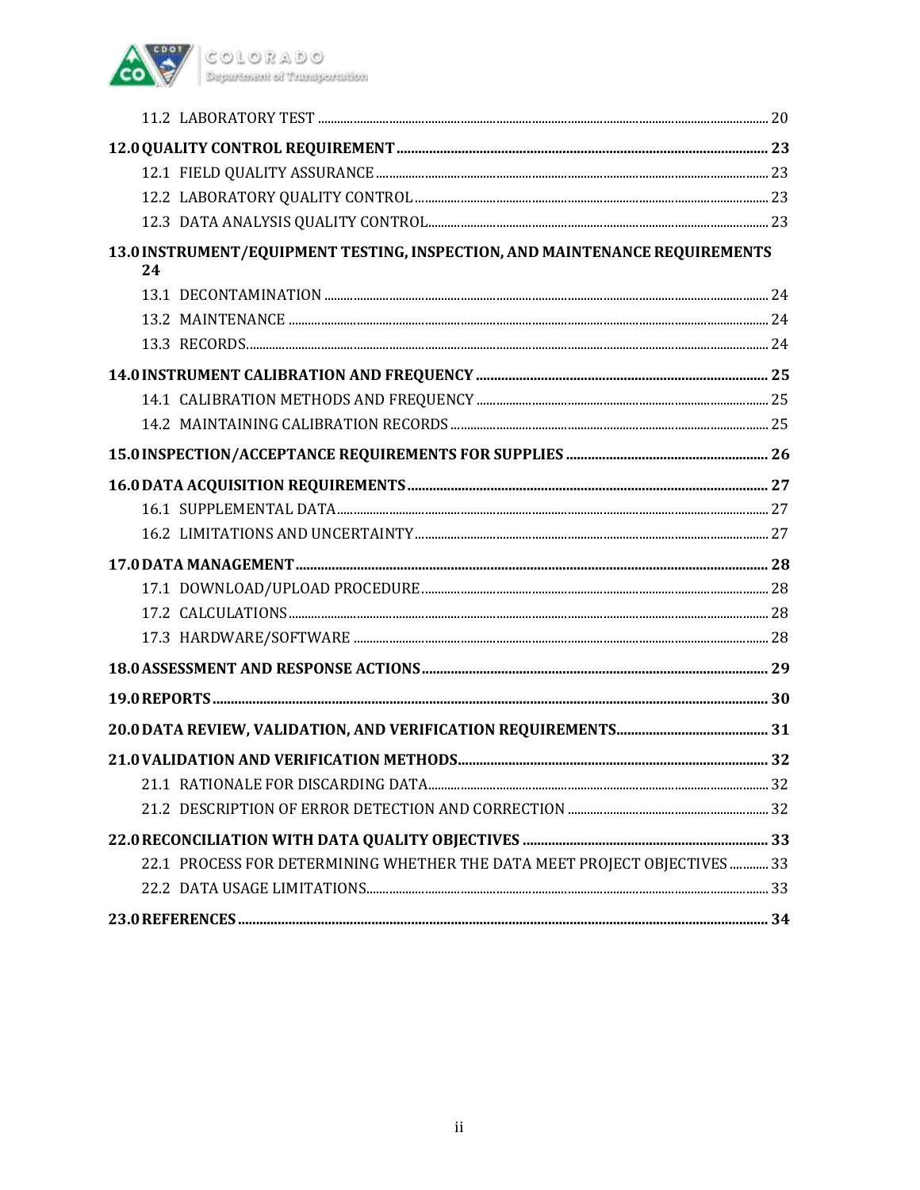11.2 LABORATORY TEST ........ 20

**12.0 QUALITY CONTROL REQUIREMENT ........ 23**

12.1 FIELD QUALITY ASSURANCE ........ 23

12.2 LABORATORY QUALITY CONTROL ........ 23

12.3 DATA ANALYSIS QUALITY CONTROL ........ 23

**13.0 INSTRUMENT/EQUIPMENT TESTING, INSPECTION, AND MAINTENANCE REQUIREMENTS 24**

13.1 DECONTAMINATION ........ 24

13.2 MAINTENANCE ........ 24

13.3 RECORDS ........ 24

**14.0 INSTRUMENT CALIBRATION AND FREQUENCY ........ 25**

14.1 CALIBRATION METHODS AND FREQUENCY ........ 25

14.2 MAINTAINING CALIBRATION RECORDS ........ 25

**15.0 INSPECTION/ACCEPTANCE REQUIREMENTS FOR SUPPLIES ........ 26**

**16.0 DATA ACQUISITION REQUIREMENTS ........ 27**

16.1 SUPPLEMENTAL DATA ........ 27

16.2 LIMITATIONS AND UNCERTAINTY ........ 27

**17.0 DATA MANAGEMENT ........ 28**

17.1 DOWNLOAD/UPLOAD PROCEDURE ........ 28

17.2 CALCULATIONS ........ 28

17.3 HARDWARE/SOFTWARE ........ 28

**18.0 ASSESSMENT AND RESPONSE ACTIONS ........ 29**

**19.0 REPORTS ........ 30**

**20.0 DATA REVIEW, VALIDATION, AND VERIFICATION REQUIREMENTS ........ 31**

**21.0 VALIDATION AND VERIFICATION METHODS ........ 32**

21.1 RATIONALE FOR DISCARDING DATA ........ 32

21.2 DESCRIPTION OF ERROR DETECTION AND CORRECTION ........ 32

**22.0 RECONCILIATION WITH DATA QUALITY OBJECTIVES ........ 33**

22.1 PROCESS FOR DETERMINING WHETHER THE DATA MEET PROJECT OBJECTIVES ........ 33

22.2 DATA USAGE LIMITATIONS ........ 33

**23.0 REFERENCES ........ 34**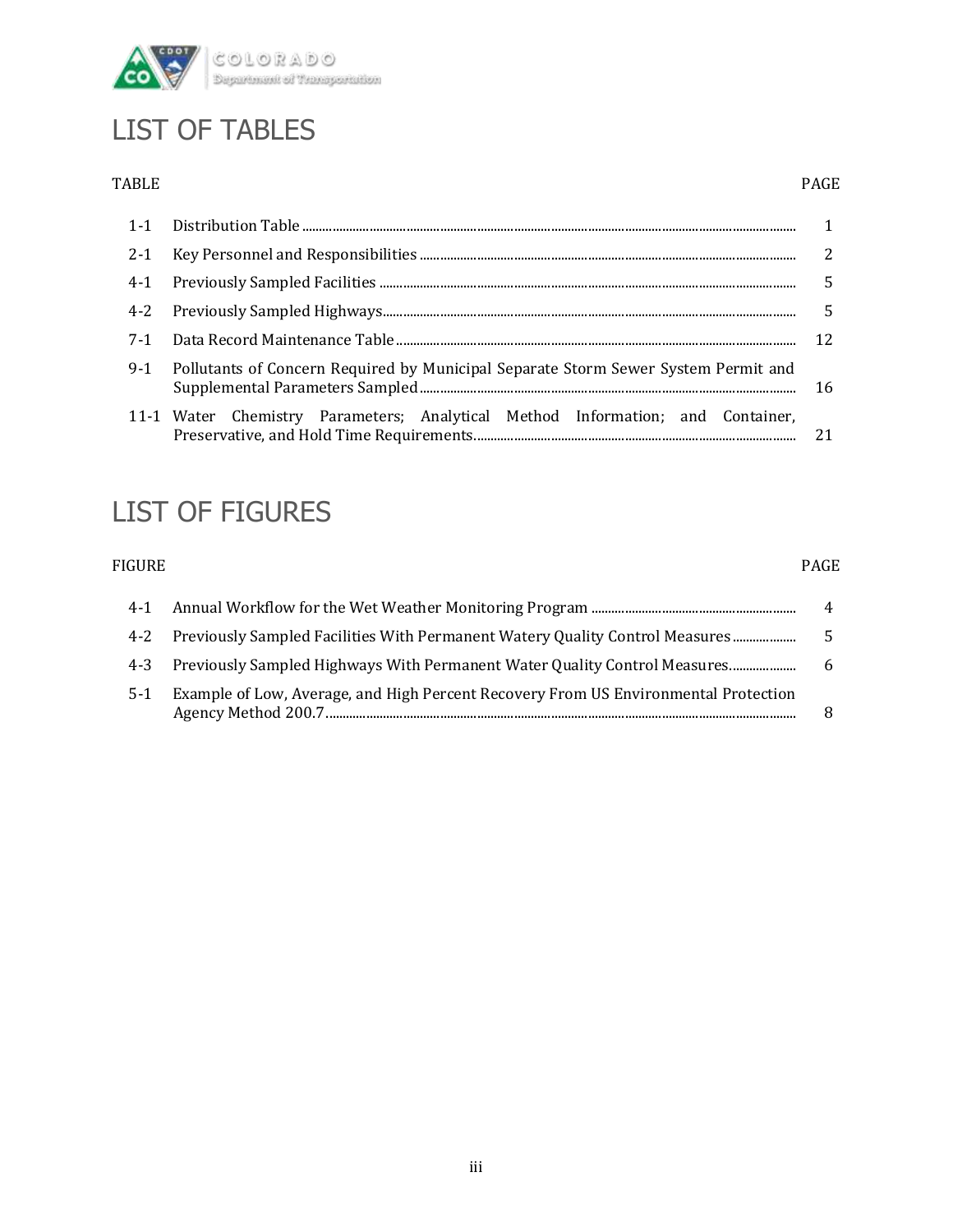# LIST OF TABLES

| TABLE | | PAGE |
|---|---|---|
| 1-1 | Distribution Table | 1 |
| 2-1 | Key Personnel and Responsibilities | 2 |
| 4-1 | Previously Sampled Facilities | 5 |
| 4-2 | Previously Sampled Highways | 5 |
| 7-1 | Data Record Maintenance Table | 12 |
| 9-1 | Pollutants of Concern Required by Municipal Separate Storm Sewer System Permit and Supplemental Parameters Sampled | 16 |
| 11-1 | Water Chemistry Parameters; Analytical Method Information; and Container, Preservative, and Hold Time Requirements | 21 |

# LIST OF FIGURES

| FIGURE | | PAGE |
|---|---|---|
| 4-1 | Annual Workflow for the Wet Weather Monitoring Program | 4 |
| 4-2 | Previously Sampled Facilities With Permanent Watery Quality Control Measures | 5 |
| 4-3 | Previously Sampled Highways With Permanent Water Quality Control Measures | 6 |
| 5-1 | Example of Low, Average, and High Percent Recovery From US Environmental Protection Agency Method 200.7 | 8 |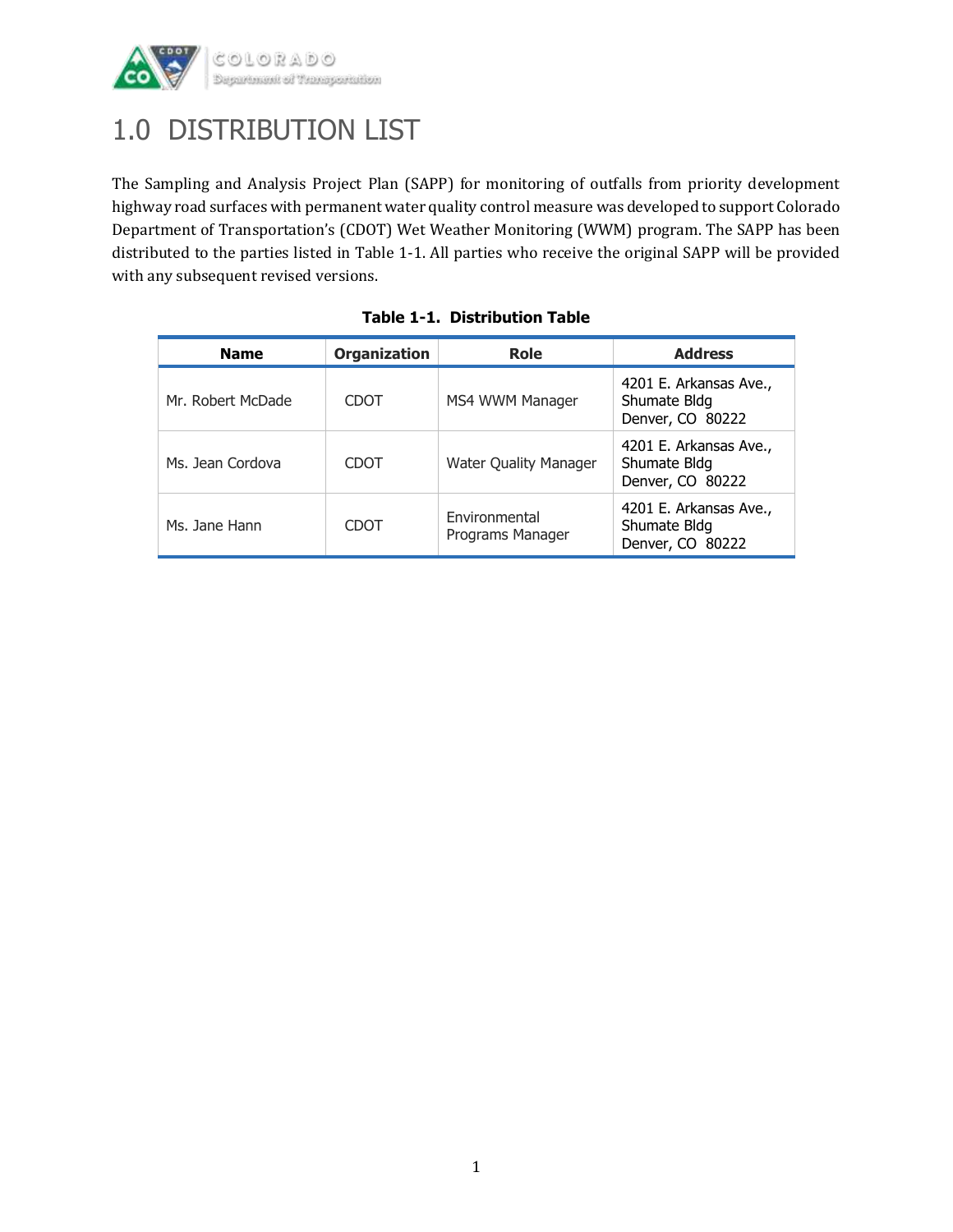# 1.0 DISTRIBUTION LIST

The Sampling and Analysis Project Plan (SAPP) for monitoring of outfalls from priority development highway road surfaces with permanent water quality control measure was developed to support Colorado Department of Transportation's (CDOT) Wet Weather Monitoring (WWM) program. The SAPP has been distributed to the parties listed in Table 1-1. All parties who receive the original SAPP will be provided with any subsequent revised versions.

**Table 1-1. Distribution Table**

| Name | Organization | Role | Address |
|---|---|---|---|
| Mr. Robert McDade | CDOT | MS4 WWM Manager | 4201 E. Arkansas Ave., Shumate Bldg Denver, CO 80222 |
| Ms. Jean Cordova | CDOT | Water Quality Manager | 4201 E. Arkansas Ave., Shumate Bldg Denver, CO 80222 |
| Ms. Jane Hann | CDOT | Environmental Programs Manager | 4201 E. Arkansas Ave., Shumate Bldg Denver, CO 80222 |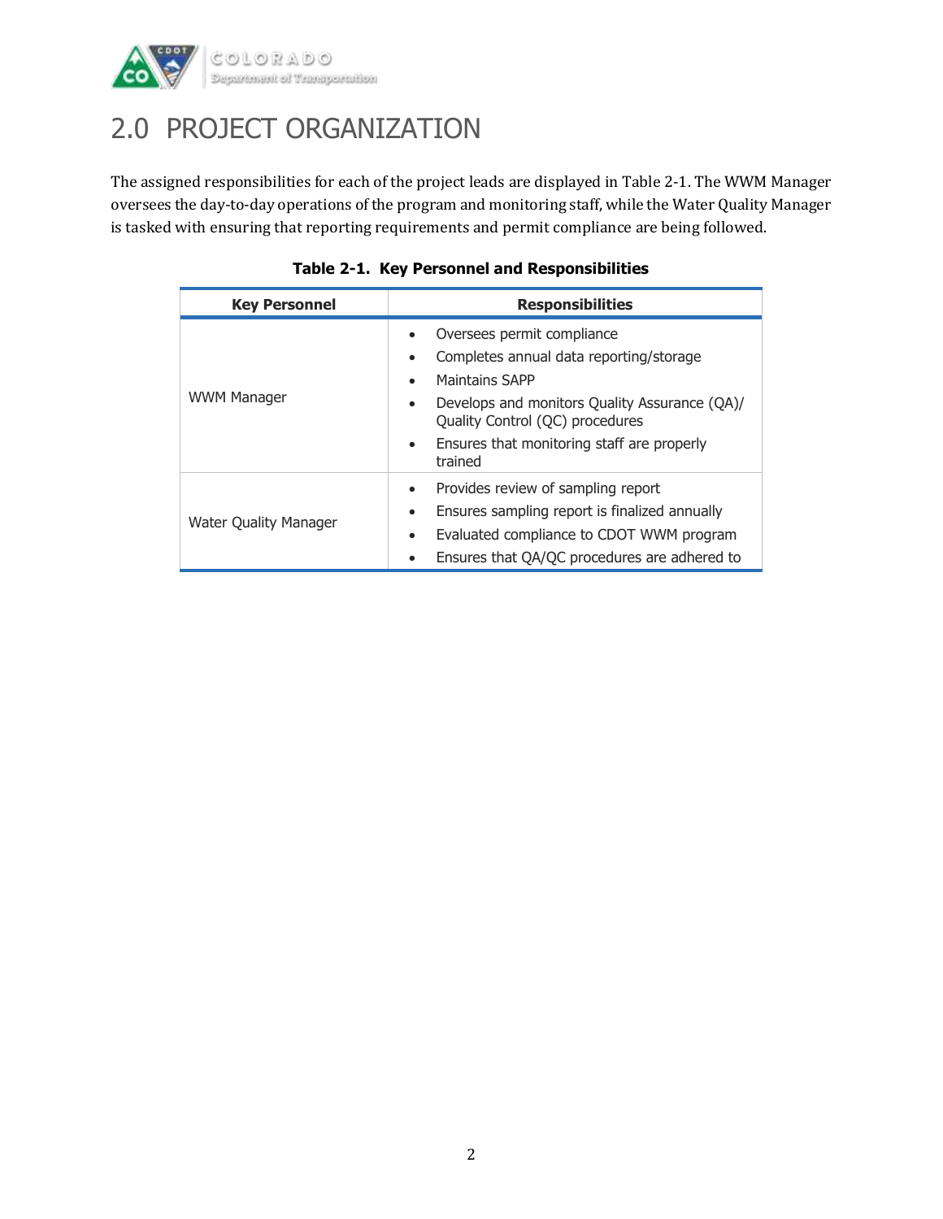# 2.0 PROJECT ORGANIZATION

The assigned responsibilities for each of the project leads are displayed in Table 2-1. The WWM Manager oversees the day-to-day operations of the program and monitoring staff, while the Water Quality Manager is tasked with ensuring that reporting requirements and permit compliance are being followed.

**Table 2-1. Key Personnel and Responsibilities**

| Key Personnel | Responsibilities |
|---|---|
| WWM Manager | • Oversees permit compliance<br>• Completes annual data reporting/storage<br>• Maintains SAPP<br>• Develops and monitors Quality Assurance (QA)/ Quality Control (QC) procedures<br>• Ensures that monitoring staff are properly trained |
| Water Quality Manager | • Provides review of sampling report<br>• Ensures sampling report is finalized annually<br>• Evaluated compliance to CDOT WWM program<br>• Ensures that QA/QC procedures are adhered to |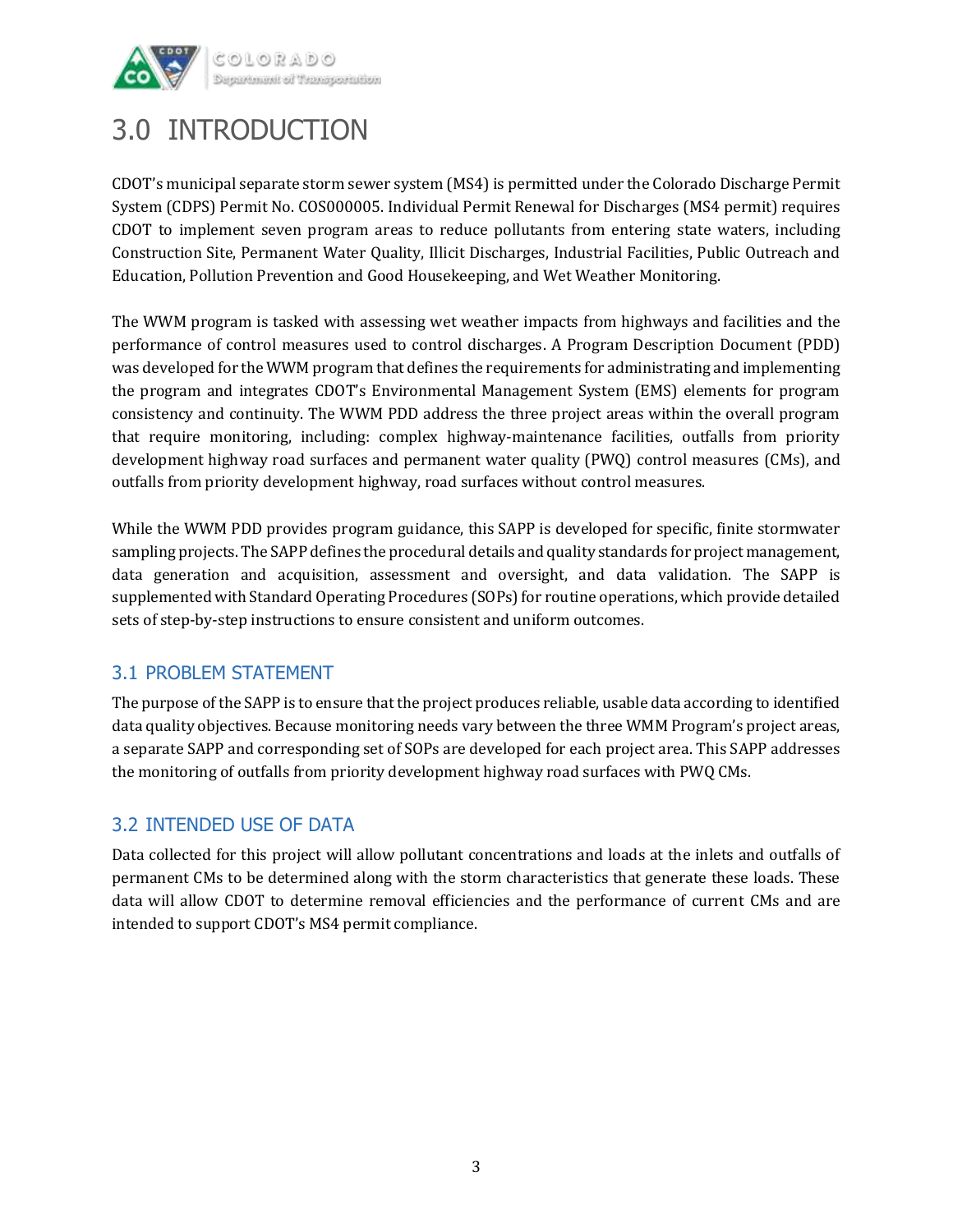# 3.0 INTRODUCTION

CDOT's municipal separate storm sewer system (MS4) is permitted under the Colorado Discharge Permit System (CDPS) Permit No. COS000005. Individual Permit Renewal for Discharges (MS4 permit) requires CDOT to implement seven program areas to reduce pollutants from entering state waters, including Construction Site, Permanent Water Quality, Illicit Discharges, Industrial Facilities, Public Outreach and Education, Pollution Prevention and Good Housekeeping, and Wet Weather Monitoring.

The WWM program is tasked with assessing wet weather impacts from highways and facilities and the performance of control measures used to control discharges. A Program Description Document (PDD) was developed for the WWM program that defines the requirements for administrating and implementing the program and integrates CDOT's Environmental Management System (EMS) elements for program consistency and continuity. The WWM PDD address the three project areas within the overall program that require monitoring, including: complex highway-maintenance facilities, outfalls from priority development highway road surfaces and permanent water quality (PWQ) control measures (CMs), and outfalls from priority development highway, road surfaces without control measures.

While the WWM PDD provides program guidance, this SAPP is developed for specific, finite stormwater sampling projects. The SAPP defines the procedural details and quality standards for project management, data generation and acquisition, assessment and oversight, and data validation. The SAPP is supplemented with Standard Operating Procedures (SOPs) for routine operations, which provide detailed sets of step-by-step instructions to ensure consistent and uniform outcomes.

## 3.1 PROBLEM STATEMENT

The purpose of the SAPP is to ensure that the project produces reliable, usable data according to identified data quality objectives. Because monitoring needs vary between the three WMM Program's project areas, a separate SAPP and corresponding set of SOPs are developed for each project area. This SAPP addresses the monitoring of outfalls from priority development highway road surfaces with PWQ CMs.

## 3.2 INTENDED USE OF DATA

Data collected for this project will allow pollutant concentrations and loads at the inlets and outfalls of permanent CMs to be determined along with the storm characteristics that generate these loads. These data will allow CDOT to determine removal efficiencies and the performance of current CMs and are intended to support CDOT's MS4 permit compliance.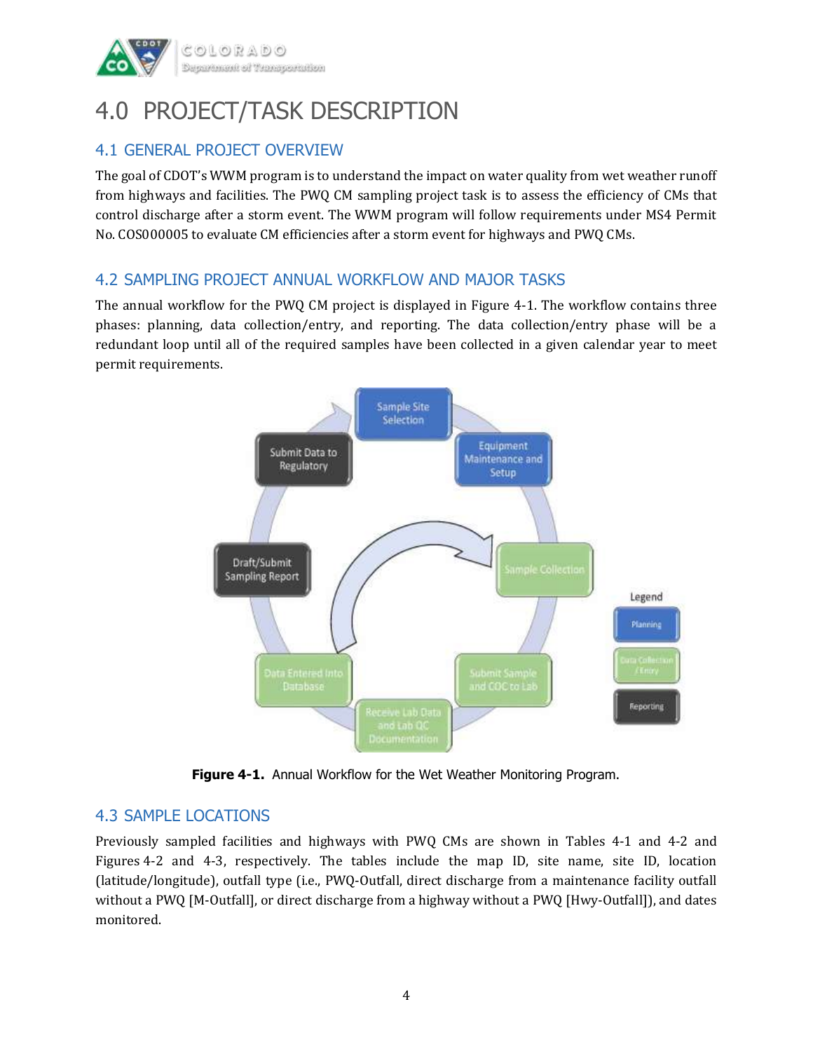# 4.0 PROJECT/TASK DESCRIPTION

## 4.1 GENERAL PROJECT OVERVIEW

The goal of CDOT's WWM program is to understand the impact on water quality from wet weather runoff from highways and facilities. The PWQ CM sampling project task is to assess the efficiency of CMs that control discharge after a storm event. The WWM program will follow requirements under MS4 Permit No. COS000005 to evaluate CM efficiencies after a storm event for highways and PWQ CMs.

## 4.2 SAMPLING PROJECT ANNUAL WORKFLOW AND MAJOR TASKS

The annual workflow for the PWQ CM project is displayed in Figure 4-1. The workflow contains three phases: planning, data collection/entry, and reporting. The data collection/entry phase will be a redundant loop until all of the required samples have been collected in a given calendar year to meet permit requirements.

**Figure 4-1.** Annual Workflow for the Wet Weather Monitoring Program.

## 4.3 SAMPLE LOCATIONS

Previously sampled facilities and highways with PWQ CMs are shown in Tables 4-1 and 4-2 and Figures 4-2 and 4-3, respectively. The tables include the map ID, site name, site ID, location (latitude/longitude), outfall type (i.e., PWQ-Outfall, direct discharge from a maintenance facility outfall without a PWQ [M-Outfall], or direct discharge from a highway without a PWQ [Hwy-Outfall]), and dates monitored.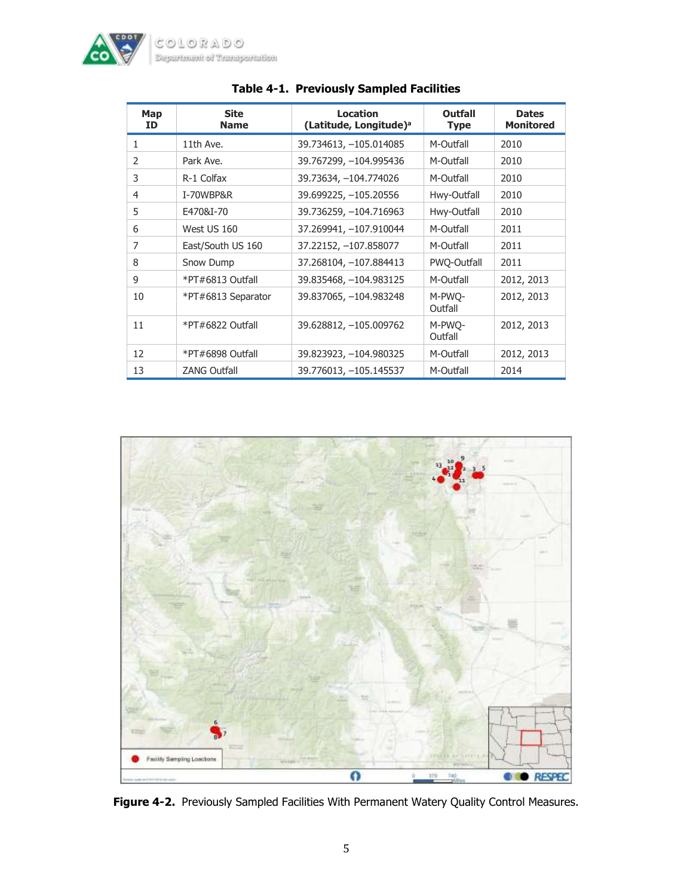**Table 4-1. Previously Sampled Facilities**

| Map ID | Site Name | Location (Latitude, Longitude)[a] | Outfall Type | Dates Monitored |
|---|---|---|---|---|
| 1 | 11th Ave. | 39.734613, –105.014085 | M-Outfall | 2010 |
| 2 | Park Ave. | 39.767299, –104.995436 | M-Outfall | 2010 |
| 3 | R-1 Colfax | 39.73634, –104.774026 | M-Outfall | 2010 |
| 4 | I-70WBP&R | 39.699225, –105.20556 | Hwy-Outfall | 2010 |
| 5 | E470&I-70 | 39.736259, –104.716963 | Hwy-Outfall | 2010 |
| 6 | West US 160 | 37.269941, –107.910044 | M-Outfall | 2011 |
| 7 | East/South US 160 | 37.22152, –107.858077 | M-Outfall | 2011 |
| 8 | Snow Dump | 37.268104, –107.884413 | PWQ-Outfall | 2011 |
| 9 | *PT#6813 Outfall | 39.835468, –104.983125 | M-Outfall | 2012, 2013 |
| 10 | *PT#6813 Separator | 39.837065, –104.983248 | M-PWQ-Outfall | 2012, 2013 |
| 11 | *PT#6822 Outfall | 39.628812, –105.009762 | M-PWQ-Outfall | 2012, 2013 |
| 12 | *PT#6898 Outfall | 39.823923, –104.980325 | M-Outfall | 2012, 2013 |
| 13 | ZANG Outfall | 39.776013, –105.145537 | M-Outfall | 2014 |

**Figure 4-2.** Previously Sampled Facilities With Permanent Watery Quality Control Measures.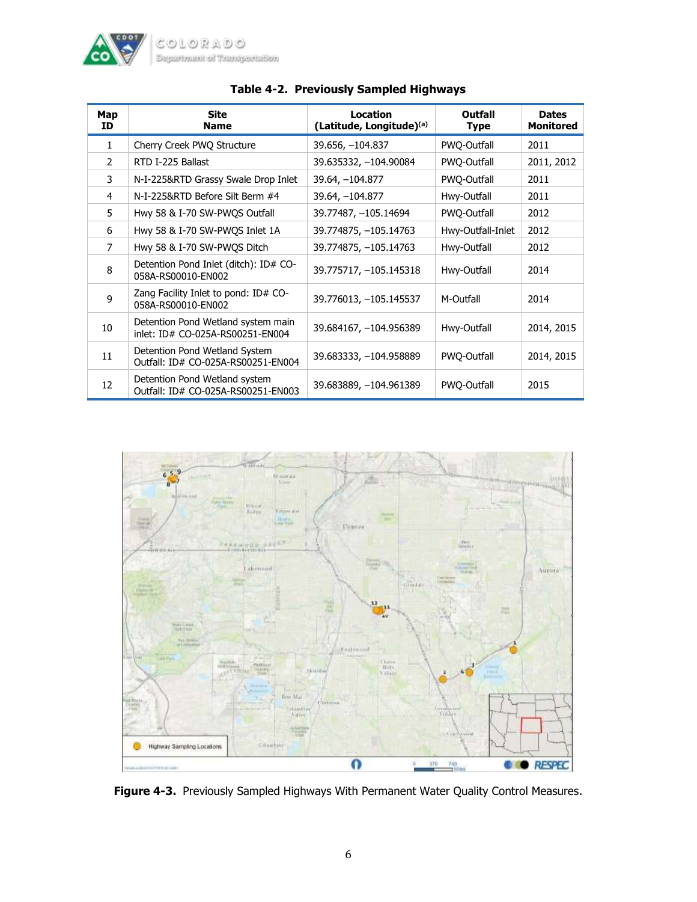**Table 4-2. Previously Sampled Highways**

| Map ID | Site Name | Location (Latitude, Longitude)[(a)] | Outfall Type | Dates Monitored |
|---|---|---|---|---|
| 1 | Cherry Creek PWQ Structure | 39.656, −104.837 | PWQ-Outfall | 2011 |
| 2 | RTD I-225 Ballast | 39.635332, −104.90084 | PWQ-Outfall | 2011, 2012 |
| 3 | N-I-225&RTD Grassy Swale Drop Inlet | 39.64, −104.877 | PWQ-Outfall | 2011 |
| 4 | N-I-225&RTD Before Silt Berm #4 | 39.64, −104.877 | Hwy-Outfall | 2011 |
| 5 | Hwy 58 & I-70 SW-PWQS Outfall | 39.77487, −105.14694 | PWQ-Outfall | 2012 |
| 6 | Hwy 58 & I-70 SW-PWQS Inlet 1A | 39.774875, −105.14763 | Hwy-Outfall-Inlet | 2012 |
| 7 | Hwy 58 & I-70 SW-PWQS Ditch | 39.774875, −105.14763 | Hwy-Outfall | 2012 |
| 8 | Detention Pond Inlet (ditch): ID# CO-058A-RS00010-EN002 | 39.775717, −105.145318 | Hwy-Outfall | 2014 |
| 9 | Zang Facility Inlet to pond: ID# CO-058A-RS00010-EN002 | 39.776013, −105.145537 | M-Outfall | 2014 |
| 10 | Detention Pond Wetland system main inlet: ID# CO-025A-RS00251-EN004 | 39.684167, −104.956389 | Hwy-Outfall | 2014, 2015 |
| 11 | Detention Pond Wetland System Outfall: ID# CO-025A-RS00251-EN004 | 39.683333, −104.958889 | PWQ-Outfall | 2014, 2015 |
| 12 | Detention Pond Wetland system Outfall: ID# CO-025A-RS00251-EN003 | 39.683889, −104.961389 | PWQ-Outfall | 2015 |

**Figure 4-3.** Previously Sampled Highways With Permanent Water Quality Control Measures.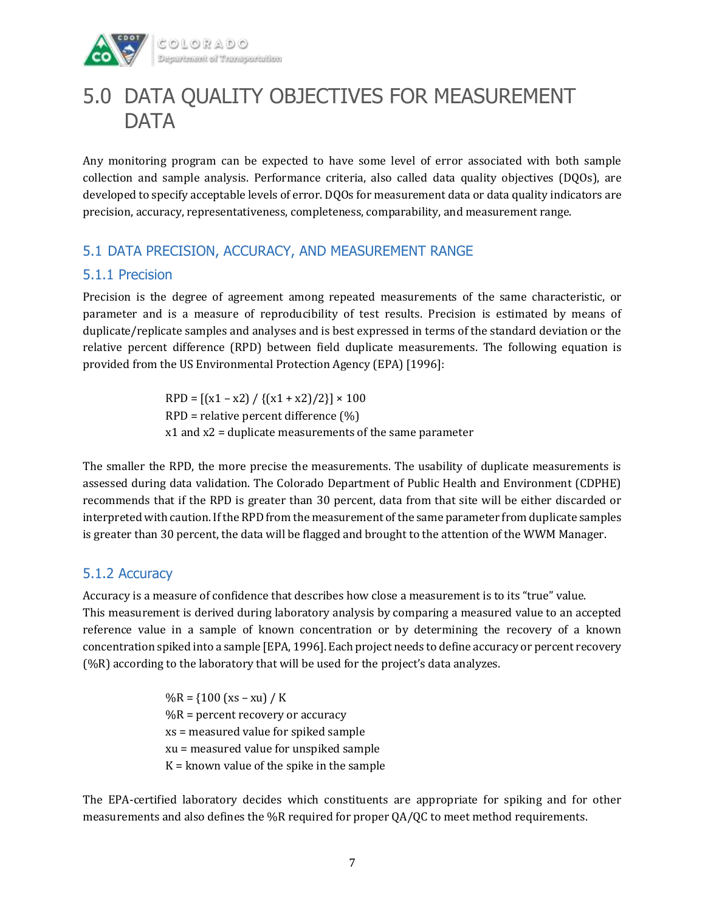# 5.0 DATA QUALITY OBJECTIVES FOR MEASUREMENT DATA

Any monitoring program can be expected to have some level of error associated with both sample collection and sample analysis. Performance criteria, also called data quality objectives (DQOs), are developed to specify acceptable levels of error. DQOs for measurement data or data quality indicators are precision, accuracy, representativeness, completeness, comparability, and measurement range.

## 5.1 DATA PRECISION, ACCURACY, AND MEASUREMENT RANGE

### 5.1.1 Precision

Precision is the degree of agreement among repeated measurements of the same characteristic, or parameter and is a measure of reproducibility of test results. Precision is estimated by means of duplicate/replicate samples and analyses and is best expressed in terms of the standard deviation or the relative percent difference (RPD) between field duplicate measurements. The following equation is provided from the US Environmental Protection Agency (EPA) [1996]:

$$RPD = [(x1 - x2) / \{(x1 + x2)/2\}] \times 100$$

RPD = relative percent difference (%)

x1 and x2 = duplicate measurements of the same parameter

The smaller the RPD, the more precise the measurements. The usability of duplicate measurements is assessed during data validation. The Colorado Department of Public Health and Environment (CDPHE) recommends that if the RPD is greater than 30 percent, data from that site will be either discarded or interpreted with caution. If the RPD from the measurement of the same parameter from duplicate samples is greater than 30 percent, the data will be flagged and brought to the attention of the WWM Manager.

### 5.1.2 Accuracy

Accuracy is a measure of confidence that describes how close a measurement is to its "true" value. This measurement is derived during laboratory analysis by comparing a measured value to an accepted reference value in a sample of known concentration or by determining the recovery of a known concentration spiked into a sample [EPA, 1996]. Each project needs to define accuracy or percent recovery (%R) according to the laboratory that will be used for the project's data analyzes.

$$\%R = \{100\,(xs - xu) / K$$

%R = percent recovery or accuracy

xs = measured value for spiked sample

xu = measured value for unspiked sample

K = known value of the spike in the sample

The EPA-certified laboratory decides which constituents are appropriate for spiking and for other measurements and also defines the %R required for proper QA/QC to meet method requirements.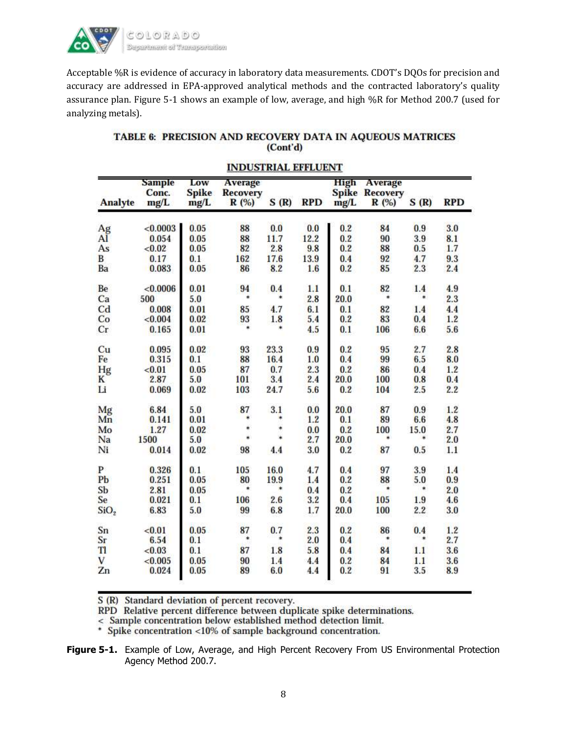Acceptable %R is evidence of accuracy in laboratory data measurements. CDOT's DQOs for precision and accuracy are addressed in EPA-approved analytical methods and the contracted laboratory's quality assurance plan. Figure 5-1 shows an example of low, average, and high %R for Method 200.7 (used for analyzing metals).

**TABLE 6: PRECISION AND RECOVERY DATA IN AQUEOUS MATRICES (Cont'd)**

**INDUSTRIAL EFFLUENT**

| Analyte | Sample Conc. mg/L | Low Spike mg/L | Average Recovery R (%) | S (R) | RPD | High Spike mg/L | Average Recovery R (%) | S (R) | RPD |
|---|---|---|---|---|---|---|---|---|---|
| Ag | <0.0003 | 0.05 | 88 | 0.0 | 0.0 | 0.2 | 84 | 0.9 | 3.0 |
| Al | 0.054 | 0.05 | 88 | 11.7 | 12.2 | 0.2 | 90 | 3.9 | 8.1 |
| As | <0.02 | 0.05 | 82 | 2.8 | 9.8 | 0.2 | 88 | 0.5 | 1.7 |
| B | 0.17 | 0.1 | 162 | 17.6 | 13.9 | 0.4 | 92 | 4.7 | 9.3 |
| Ba | 0.083 | 0.05 | 86 | 8.2 | 1.6 | 0.2 | 85 | 2.3 | 2.4 |
| Be | <0.0006 | 0.01 | 94 | 0.4 | 1.1 | 0.1 | 82 | 1.4 | 4.9 |
| Ca | 500 | 5.0 | * | * | 2.8 | 20.0 | * | * | 2.3 |
| Cd | 0.008 | 0.01 | 85 | 4.7 | 6.1 | 0.1 | 82 | 1.4 | 4.4 |
| Co | <0.004 | 0.02 | 93 | 1.8 | 5.4 | 0.2 | 83 | 0.4 | 1.2 |
| Cr | 0.165 | 0.01 | * | * | 4.5 | 0.1 | 106 | 6.6 | 5.6 |
| Cu | 0.095 | 0.02 | 93 | 23.3 | 0.9 | 0.2 | 95 | 2.7 | 2.8 |
| Fe | 0.315 | 0.1 | 88 | 16.4 | 1.0 | 0.4 | 99 | 6.5 | 8.0 |
| Hg | <0.01 | 0.05 | 87 | 0.7 | 2.3 | 0.2 | 86 | 0.4 | 1.2 |
| K | 2.87 | 5.0 | 101 | 3.4 | 2.4 | 20.0 | 100 | 0.8 | 0.4 |
| Li | 0.069 | 0.02 | 103 | 24.7 | 5.6 | 0.2 | 104 | 2.5 | 2.2 |
| Mg | 6.84 | 5.0 | 87 | 3.1 | 0.0 | 20.0 | 87 | 0.9 | 1.2 |
| Mn | 0.141 | 0.01 | * | * | 1.2 | 0.1 | 89 | 6.6 | 4.8 |
| Mo | 1.27 | 0.02 | * | * | 0.0 | 0.2 | 100 | 15.0 | 2.7 |
| Na | 1500 | 5.0 | * | * | 2.7 | 20.0 | * | * | 2.0 |
| Ni | 0.014 | 0.02 | 98 | 4.4 | 3.0 | 0.2 | 87 | 0.5 | 1.1 |
| P | 0.326 | 0.1 | 105 | 16.0 | 4.7 | 0.4 | 97 | 3.9 | 1.4 |
| Pb | 0.251 | 0.05 | 80 | 19.9 | 1.4 | 0.2 | 88 | 5.0 | 0.9 |
| Sb | 2.81 | 0.05 | * | * | 0.4 | 0.2 | * | * | 2.0 |
| Se | 0.021 | 0.1 | 106 | 2.6 | 3.2 | 0.4 | 105 | 1.9 | 4.6 |
| $SiO_2$ | 6.83 | 5.0 | 99 | 6.8 | 1.7 | 20.0 | 100 | 2.2 | 3.0 |
| Sn | <0.01 | 0.05 | 87 | 0.7 | 2.3 | 0.2 | 86 | 0.4 | 1.2 |
| Sr | 6.54 | 0.1 | * | * | 2.0 | 0.4 | * | * | 2.7 |
| Tl | <0.03 | 0.1 | 87 | 1.8 | 5.8 | 0.4 | 84 | 1.1 | 3.6 |
| V | <0.005 | 0.05 | 90 | 1.4 | 4.4 | 0.2 | 84 | 1.1 | 3.6 |
| Zn | 0.024 | 0.05 | 89 | 6.0 | 4.4 | 0.2 | 91 | 3.5 | 8.9 |

S (R) Standard deviation of percent recovery.
RPD Relative percent difference between duplicate spike determinations.
< Sample concentration below established method detection limit.
* Spike concentration <10% of sample background concentration.

**Figure 5-1.** Example of Low, Average, and High Percent Recovery From US Environmental Protection Agency Method 200.7.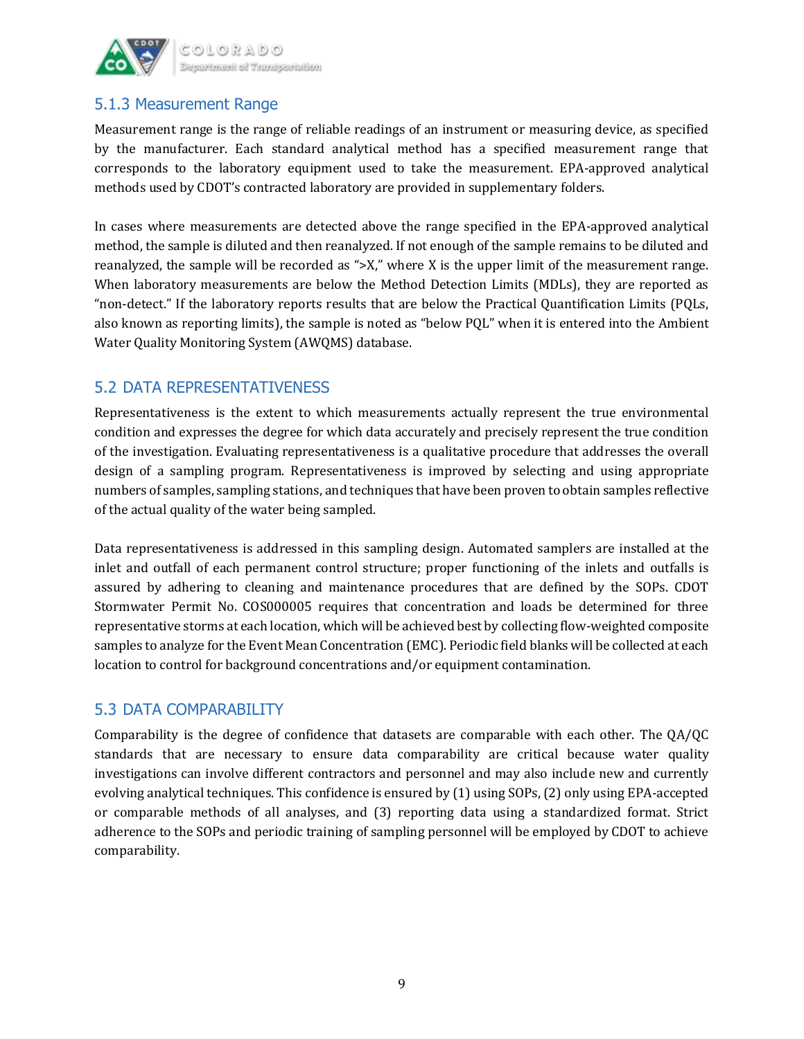### 5.1.3 Measurement Range

Measurement range is the range of reliable readings of an instrument or measuring device, as specified by the manufacturer. Each standard analytical method has a specified measurement range that corresponds to the laboratory equipment used to take the measurement. EPA-approved analytical methods used by CDOT's contracted laboratory are provided in supplementary folders.

In cases where measurements are detected above the range specified in the EPA-approved analytical method, the sample is diluted and then reanalyzed. If not enough of the sample remains to be diluted and reanalyzed, the sample will be recorded as ">X," where X is the upper limit of the measurement range. When laboratory measurements are below the Method Detection Limits (MDLs), they are reported as "non-detect." If the laboratory reports results that are below the Practical Quantification Limits (PQLs, also known as reporting limits), the sample is noted as "below PQL" when it is entered into the Ambient Water Quality Monitoring System (AWQMS) database.

## 5.2 DATA REPRESENTATIVENESS

Representativeness is the extent to which measurements actually represent the true environmental condition and expresses the degree for which data accurately and precisely represent the true condition of the investigation. Evaluating representativeness is a qualitative procedure that addresses the overall design of a sampling program. Representativeness is improved by selecting and using appropriate numbers of samples, sampling stations, and techniques that have been proven to obtain samples reflective of the actual quality of the water being sampled.

Data representativeness is addressed in this sampling design. Automated samplers are installed at the inlet and outfall of each permanent control structure; proper functioning of the inlets and outfalls is assured by adhering to cleaning and maintenance procedures that are defined by the SOPs. CDOT Stormwater Permit No. COS000005 requires that concentration and loads be determined for three representative storms at each location, which will be achieved best by collecting flow-weighted composite samples to analyze for the Event Mean Concentration (EMC). Periodic field blanks will be collected at each location to control for background concentrations and/or equipment contamination.

## 5.3 DATA COMPARABILITY

Comparability is the degree of confidence that datasets are comparable with each other. The QA/QC standards that are necessary to ensure data comparability are critical because water quality investigations can involve different contractors and personnel and may also include new and currently evolving analytical techniques. This confidence is ensured by (1) using SOPs, (2) only using EPA-accepted or comparable methods of all analyses, and (3) reporting data using a standardized format. Strict adherence to the SOPs and periodic training of sampling personnel will be employed by CDOT to achieve comparability.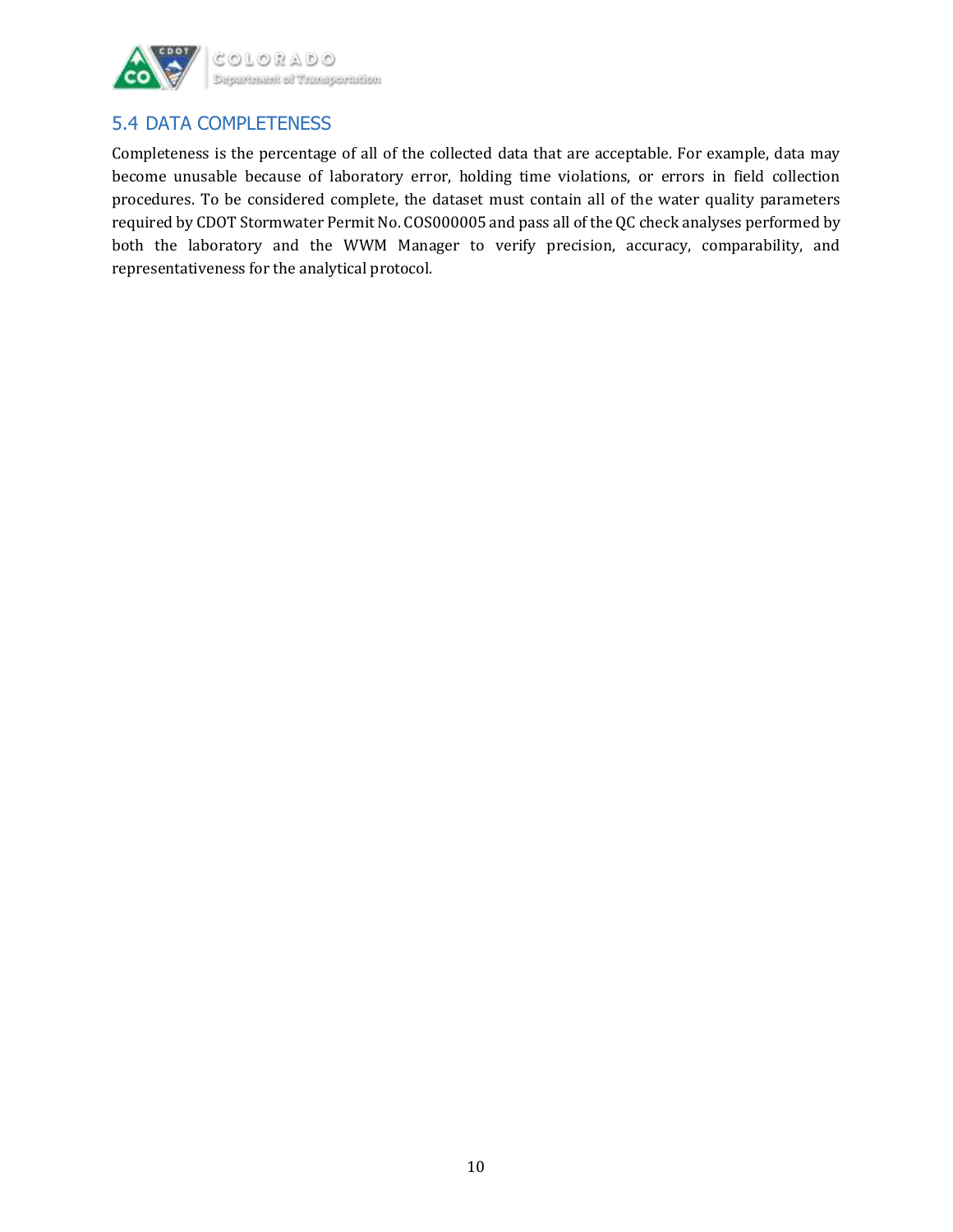## 5.4 DATA COMPLETENESS

Completeness is the percentage of all of the collected data that are acceptable. For example, data may become unusable because of laboratory error, holding time violations, or errors in field collection procedures. To be considered complete, the dataset must contain all of the water quality parameters required by CDOT Stormwater Permit No. COS000005 and pass all of the QC check analyses performed by both the laboratory and the WWM Manager to verify precision, accuracy, comparability, and representativeness for the analytical protocol.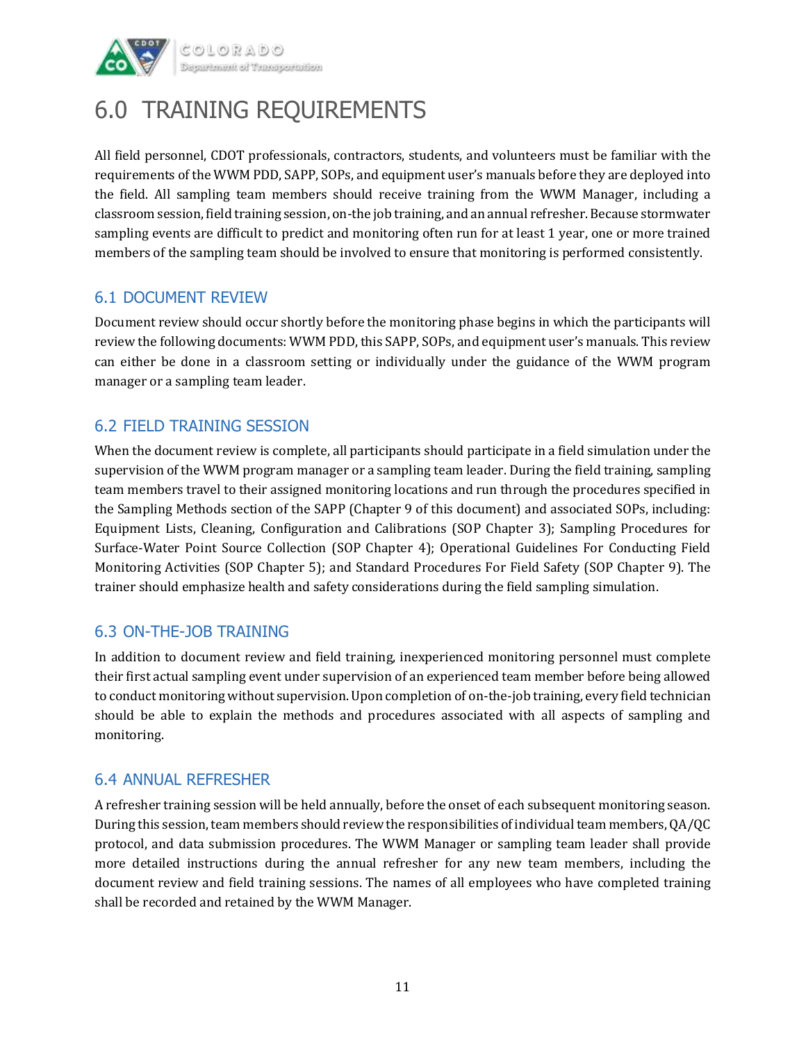# 6.0 TRAINING REQUIREMENTS

All field personnel, CDOT professionals, contractors, students, and volunteers must be familiar with the requirements of the WWM PDD, SAPP, SOPs, and equipment user's manuals before they are deployed into the field. All sampling team members should receive training from the WWM Manager, including a classroom session, field training session, on-the job training, and an annual refresher. Because stormwater sampling events are difficult to predict and monitoring often run for at least 1 year, one or more trained members of the sampling team should be involved to ensure that monitoring is performed consistently.

## 6.1 DOCUMENT REVIEW

Document review should occur shortly before the monitoring phase begins in which the participants will review the following documents: WWM PDD, this SAPP, SOPs, and equipment user's manuals. This review can either be done in a classroom setting or individually under the guidance of the WWM program manager or a sampling team leader.

## 6.2 FIELD TRAINING SESSION

When the document review is complete, all participants should participate in a field simulation under the supervision of the WWM program manager or a sampling team leader. During the field training, sampling team members travel to their assigned monitoring locations and run through the procedures specified in the Sampling Methods section of the SAPP (Chapter 9 of this document) and associated SOPs, including: Equipment Lists, Cleaning, Configuration and Calibrations (SOP Chapter 3); Sampling Procedures for Surface-Water Point Source Collection (SOP Chapter 4); Operational Guidelines For Conducting Field Monitoring Activities (SOP Chapter 5); and Standard Procedures For Field Safety (SOP Chapter 9). The trainer should emphasize health and safety considerations during the field sampling simulation.

## 6.3 ON-THE-JOB TRAINING

In addition to document review and field training, inexperienced monitoring personnel must complete their first actual sampling event under supervision of an experienced team member before being allowed to conduct monitoring without supervision. Upon completion of on-the-job training, every field technician should be able to explain the methods and procedures associated with all aspects of sampling and monitoring.

## 6.4 ANNUAL REFRESHER

A refresher training session will be held annually, before the onset of each subsequent monitoring season. During this session, team members should review the responsibilities of individual team members, QA/QC protocol, and data submission procedures. The WWM Manager or sampling team leader shall provide more detailed instructions during the annual refresher for any new team members, including the document review and field training sessions. The names of all employees who have completed training shall be recorded and retained by the WWM Manager.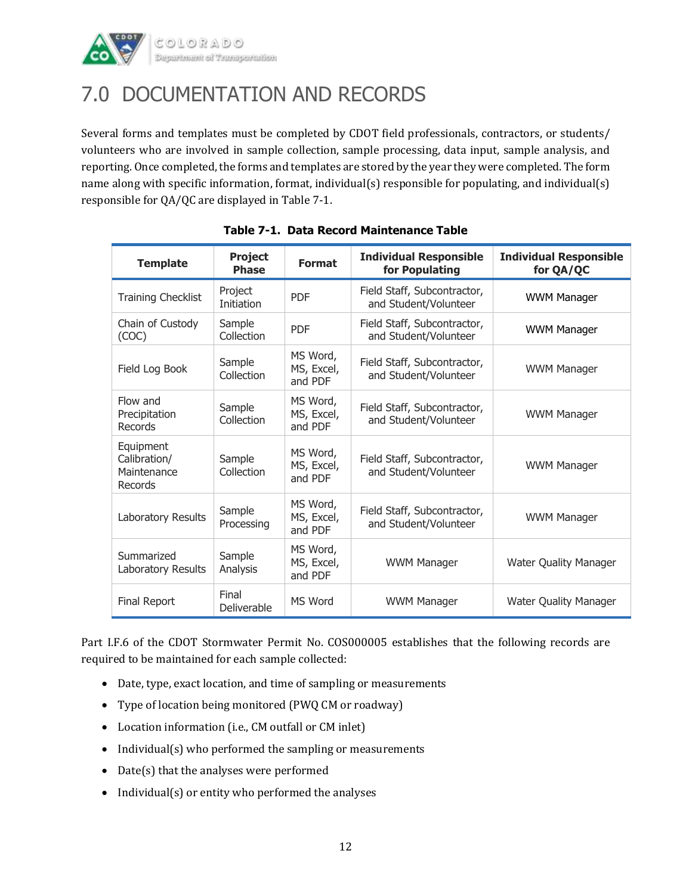# 7.0 DOCUMENTATION AND RECORDS

Several forms and templates must be completed by CDOT field professionals, contractors, or students/ volunteers who are involved in sample collection, sample processing, data input, sample analysis, and reporting. Once completed, the forms and templates are stored by the year they were completed. The form name along with specific information, format, individual(s) responsible for populating, and individual(s) responsible for QA/QC are displayed in Table 7-1.

**Table 7-1. Data Record Maintenance Table**

| Template | Project Phase | Format | Individual Responsible for Populating | Individual Responsible for QA/QC |
|---|---|---|---|---|
| Training Checklist | Project Initiation | PDF | Field Staff, Subcontractor, and Student/Volunteer | WWM Manager |
| Chain of Custody (COC) | Sample Collection | PDF | Field Staff, Subcontractor, and Student/Volunteer | WWM Manager |
| Field Log Book | Sample Collection | MS Word, MS, Excel, and PDF | Field Staff, Subcontractor, and Student/Volunteer | WWM Manager |
| Flow and Precipitation Records | Sample Collection | MS Word, MS, Excel, and PDF | Field Staff, Subcontractor, and Student/Volunteer | WWM Manager |
| Equipment Calibration/ Maintenance Records | Sample Collection | MS Word, MS, Excel, and PDF | Field Staff, Subcontractor, and Student/Volunteer | WWM Manager |
| Laboratory Results | Sample Processing | MS Word, MS, Excel, and PDF | Field Staff, Subcontractor, and Student/Volunteer | WWM Manager |
| Summarized Laboratory Results | Sample Analysis | MS Word, MS, Excel, and PDF | WWM Manager | Water Quality Manager |
| Final Report | Final Deliverable | MS Word | WWM Manager | Water Quality Manager |

Part I.F.6 of the CDOT Stormwater Permit No. COS000005 establishes that the following records are required to be maintained for each sample collected:

- Date, type, exact location, and time of sampling or measurements
- Type of location being monitored (PWQ CM or roadway)
- Location information (i.e., CM outfall or CM inlet)
- Individual(s) who performed the sampling or measurements
- Date(s) that the analyses were performed
- Individual(s) or entity who performed the analyses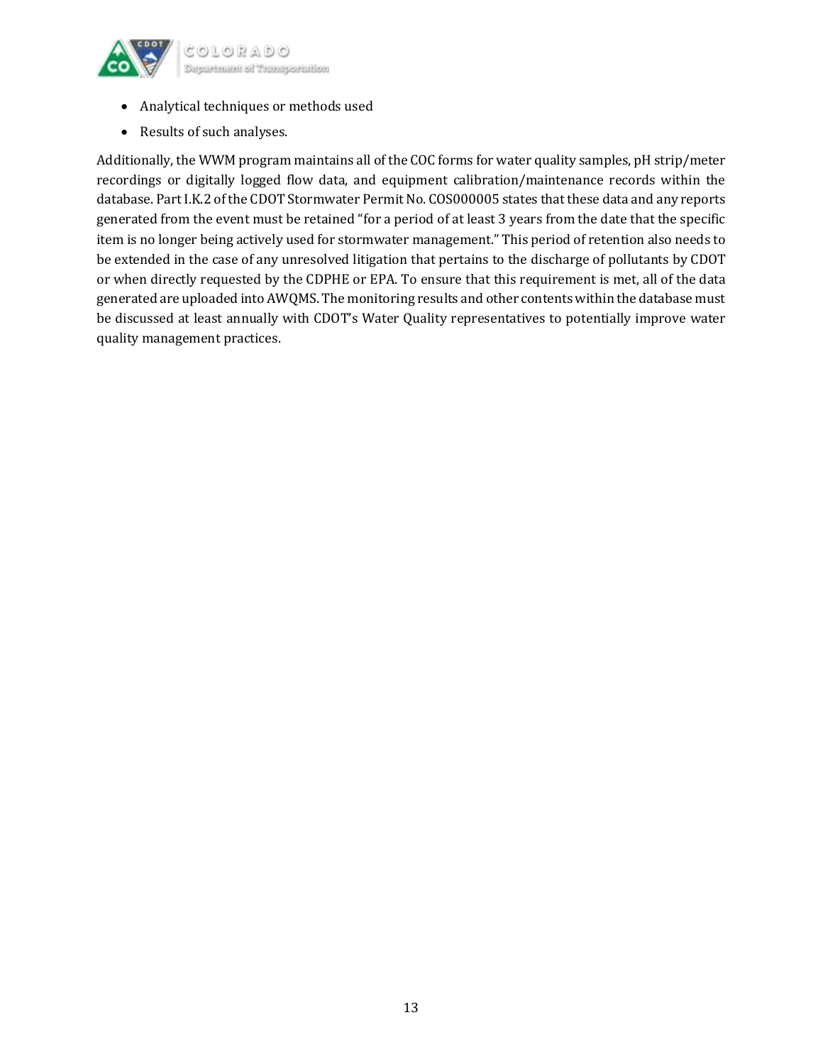- Analytical techniques or methods used
- Results of such analyses.

Additionally, the WWM program maintains all of the COC forms for water quality samples, pH strip/meter recordings or digitally logged flow data, and equipment calibration/maintenance records within the database. Part I.K.2 of the CDOT Stormwater Permit No. COS000005 states that these data and any reports generated from the event must be retained "for a period of at least 3 years from the date that the specific item is no longer being actively used for stormwater management." This period of retention also needs to be extended in the case of any unresolved litigation that pertains to the discharge of pollutants by CDOT or when directly requested by the CDPHE or EPA. To ensure that this requirement is met, all of the data generated are uploaded into AWQMS. The monitoring results and other contents within the database must be discussed at least annually with CDOT's Water Quality representatives to potentially improve water quality management practices.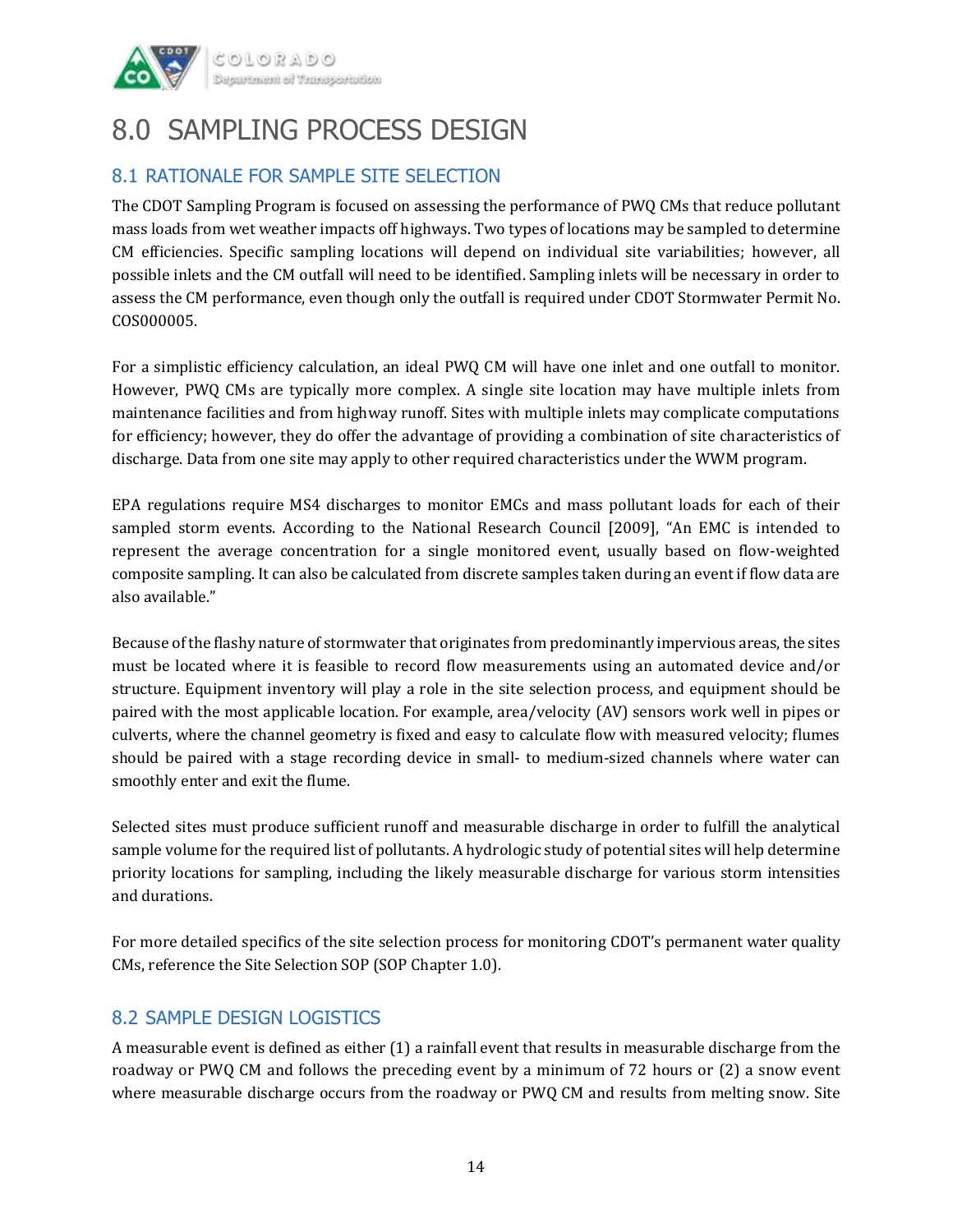# 8.0 SAMPLING PROCESS DESIGN

## 8.1 RATIONALE FOR SAMPLE SITE SELECTION

The CDOT Sampling Program is focused on assessing the performance of PWQ CMs that reduce pollutant mass loads from wet weather impacts off highways. Two types of locations may be sampled to determine CM efficiencies. Specific sampling locations will depend on individual site variabilities; however, all possible inlets and the CM outfall will need to be identified. Sampling inlets will be necessary in order to assess the CM performance, even though only the outfall is required under CDOT Stormwater Permit No. COS000005.

For a simplistic efficiency calculation, an ideal PWQ CM will have one inlet and one outfall to monitor. However, PWQ CMs are typically more complex. A single site location may have multiple inlets from maintenance facilities and from highway runoff. Sites with multiple inlets may complicate computations for efficiency; however, they do offer the advantage of providing a combination of site characteristics of discharge. Data from one site may apply to other required characteristics under the WWM program.

EPA regulations require MS4 discharges to monitor EMCs and mass pollutant loads for each of their sampled storm events. According to the National Research Council [2009], "An EMC is intended to represent the average concentration for a single monitored event, usually based on flow-weighted composite sampling. It can also be calculated from discrete samples taken during an event if flow data are also available."

Because of the flashy nature of stormwater that originates from predominantly impervious areas, the sites must be located where it is feasible to record flow measurements using an automated device and/or structure. Equipment inventory will play a role in the site selection process, and equipment should be paired with the most applicable location. For example, area/velocity (AV) sensors work well in pipes or culverts, where the channel geometry is fixed and easy to calculate flow with measured velocity; flumes should be paired with a stage recording device in small- to medium-sized channels where water can smoothly enter and exit the flume.

Selected sites must produce sufficient runoff and measurable discharge in order to fulfill the analytical sample volume for the required list of pollutants. A hydrologic study of potential sites will help determine priority locations for sampling, including the likely measurable discharge for various storm intensities and durations.

For more detailed specifics of the site selection process for monitoring CDOT's permanent water quality CMs, reference the Site Selection SOP (SOP Chapter 1.0).

## 8.2 SAMPLE DESIGN LOGISTICS

A measurable event is defined as either (1) a rainfall event that results in measurable discharge from the roadway or PWQ CM and follows the preceding event by a minimum of 72 hours or (2) a snow event where measurable discharge occurs from the roadway or PWQ CM and results from melting snow. Site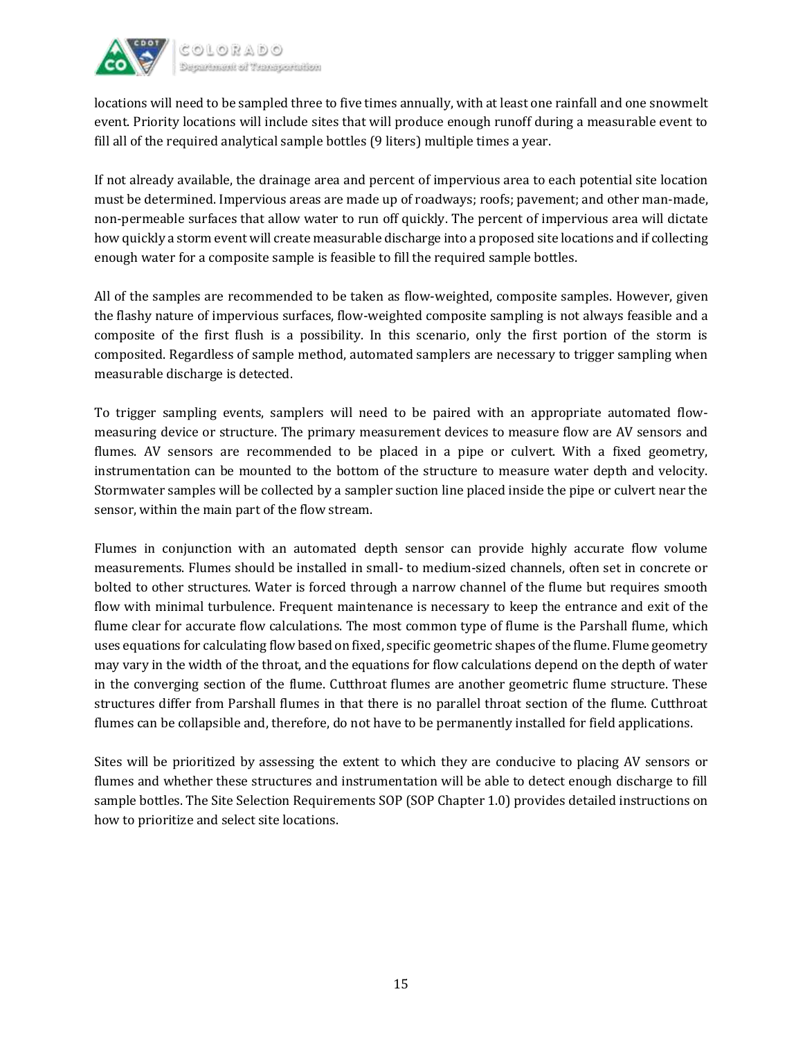locations will need to be sampled three to five times annually, with at least one rainfall and one snowmelt event. Priority locations will include sites that will produce enough runoff during a measurable event to fill all of the required analytical sample bottles (9 liters) multiple times a year.

If not already available, the drainage area and percent of impervious area to each potential site location must be determined. Impervious areas are made up of roadways; roofs; pavement; and other man-made, non-permeable surfaces that allow water to run off quickly. The percent of impervious area will dictate how quickly a storm event will create measurable discharge into a proposed site locations and if collecting enough water for a composite sample is feasible to fill the required sample bottles.

All of the samples are recommended to be taken as flow-weighted, composite samples. However, given the flashy nature of impervious surfaces, flow-weighted composite sampling is not always feasible and a composite of the first flush is a possibility. In this scenario, only the first portion of the storm is composited. Regardless of sample method, automated samplers are necessary to trigger sampling when measurable discharge is detected.

To trigger sampling events, samplers will need to be paired with an appropriate automated flow-measuring device or structure. The primary measurement devices to measure flow are AV sensors and flumes. AV sensors are recommended to be placed in a pipe or culvert. With a fixed geometry, instrumentation can be mounted to the bottom of the structure to measure water depth and velocity. Stormwater samples will be collected by a sampler suction line placed inside the pipe or culvert near the sensor, within the main part of the flow stream.

Flumes in conjunction with an automated depth sensor can provide highly accurate flow volume measurements. Flumes should be installed in small- to medium-sized channels, often set in concrete or bolted to other structures. Water is forced through a narrow channel of the flume but requires smooth flow with minimal turbulence. Frequent maintenance is necessary to keep the entrance and exit of the flume clear for accurate flow calculations. The most common type of flume is the Parshall flume, which uses equations for calculating flow based on fixed, specific geometric shapes of the flume. Flume geometry may vary in the width of the throat, and the equations for flow calculations depend on the depth of water in the converging section of the flume. Cutthroat flumes are another geometric flume structure. These structures differ from Parshall flumes in that there is no parallel throat section of the flume. Cutthroat flumes can be collapsible and, therefore, do not have to be permanently installed for field applications.

Sites will be prioritized by assessing the extent to which they are conducive to placing AV sensors or flumes and whether these structures and instrumentation will be able to detect enough discharge to fill sample bottles. The Site Selection Requirements SOP (SOP Chapter 1.0) provides detailed instructions on how to prioritize and select site locations.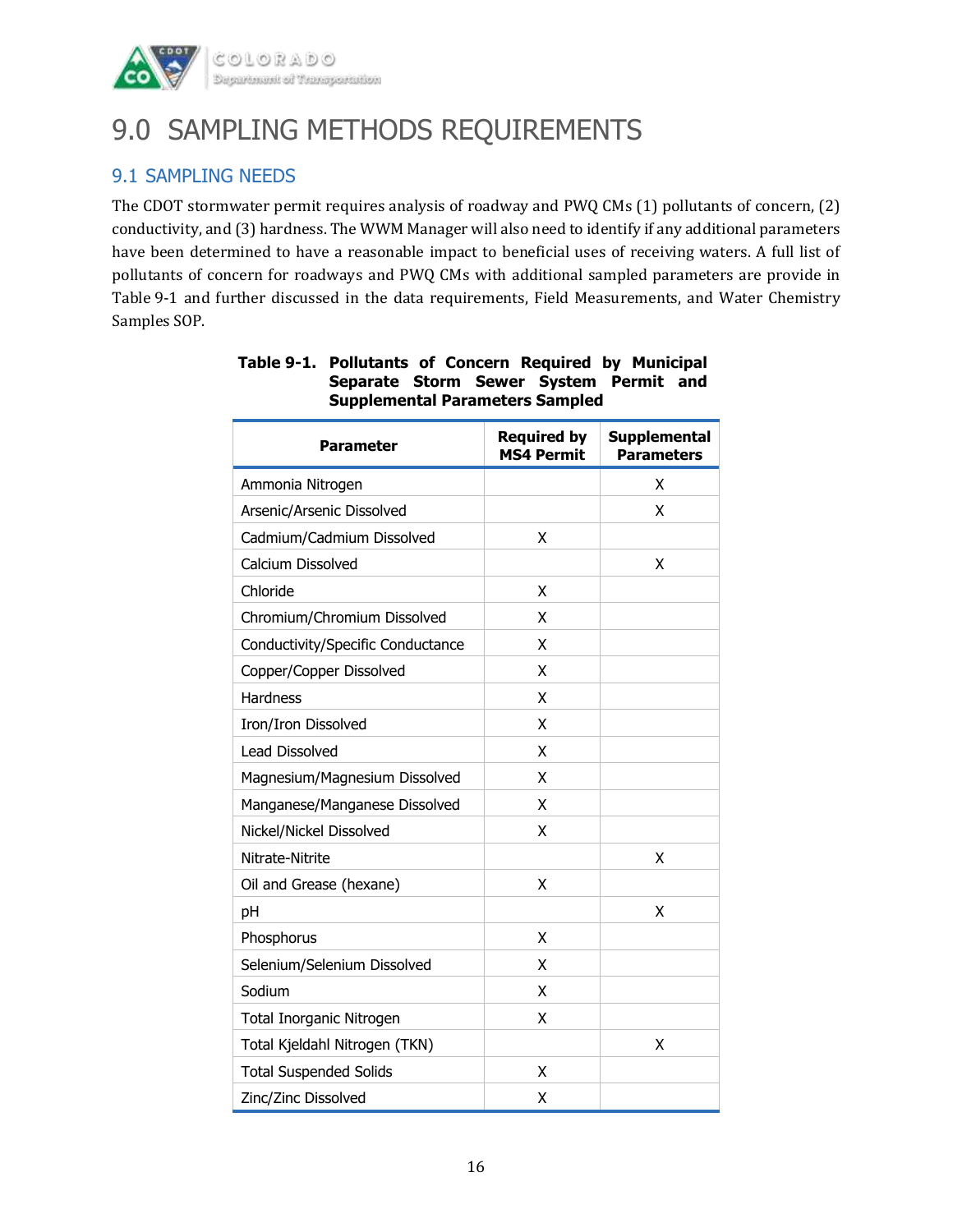# 9.0 SAMPLING METHODS REQUIREMENTS

## 9.1 SAMPLING NEEDS

The CDOT stormwater permit requires analysis of roadway and PWQ CMs (1) pollutants of concern, (2) conductivity, and (3) hardness. The WWM Manager will also need to identify if any additional parameters have been determined to have a reasonable impact to beneficial uses of receiving waters. A full list of pollutants of concern for roadways and PWQ CMs with additional sampled parameters are provide in Table 9-1 and further discussed in the data requirements, Field Measurements, and Water Chemistry Samples SOP.

**Table 9-1. Pollutants of Concern Required by Municipal Separate Storm Sewer System Permit and Supplemental Parameters Sampled**

| Parameter | Required by MS4 Permit | Supplemental Parameters |
|---|---|---|
| Ammonia Nitrogen | | X |
| Arsenic/Arsenic Dissolved | | X |
| Cadmium/Cadmium Dissolved | X | |
| Calcium Dissolved | | X |
| Chloride | X | |
| Chromium/Chromium Dissolved | X | |
| Conductivity/Specific Conductance | X | |
| Copper/Copper Dissolved | X | |
| Hardness | X | |
| Iron/Iron Dissolved | X | |
| Lead Dissolved | X | |
| Magnesium/Magnesium Dissolved | X | |
| Manganese/Manganese Dissolved | X | |
| Nickel/Nickel Dissolved | X | |
| Nitrate-Nitrite | | X |
| Oil and Grease (hexane) | X | |
| pH | | X |
| Phosphorus | X | |
| Selenium/Selenium Dissolved | X | |
| Sodium | X | |
| Total Inorganic Nitrogen | X | |
| Total Kjeldahl Nitrogen (TKN) | | X |
| Total Suspended Solids | X | |
| Zinc/Zinc Dissolved | X | |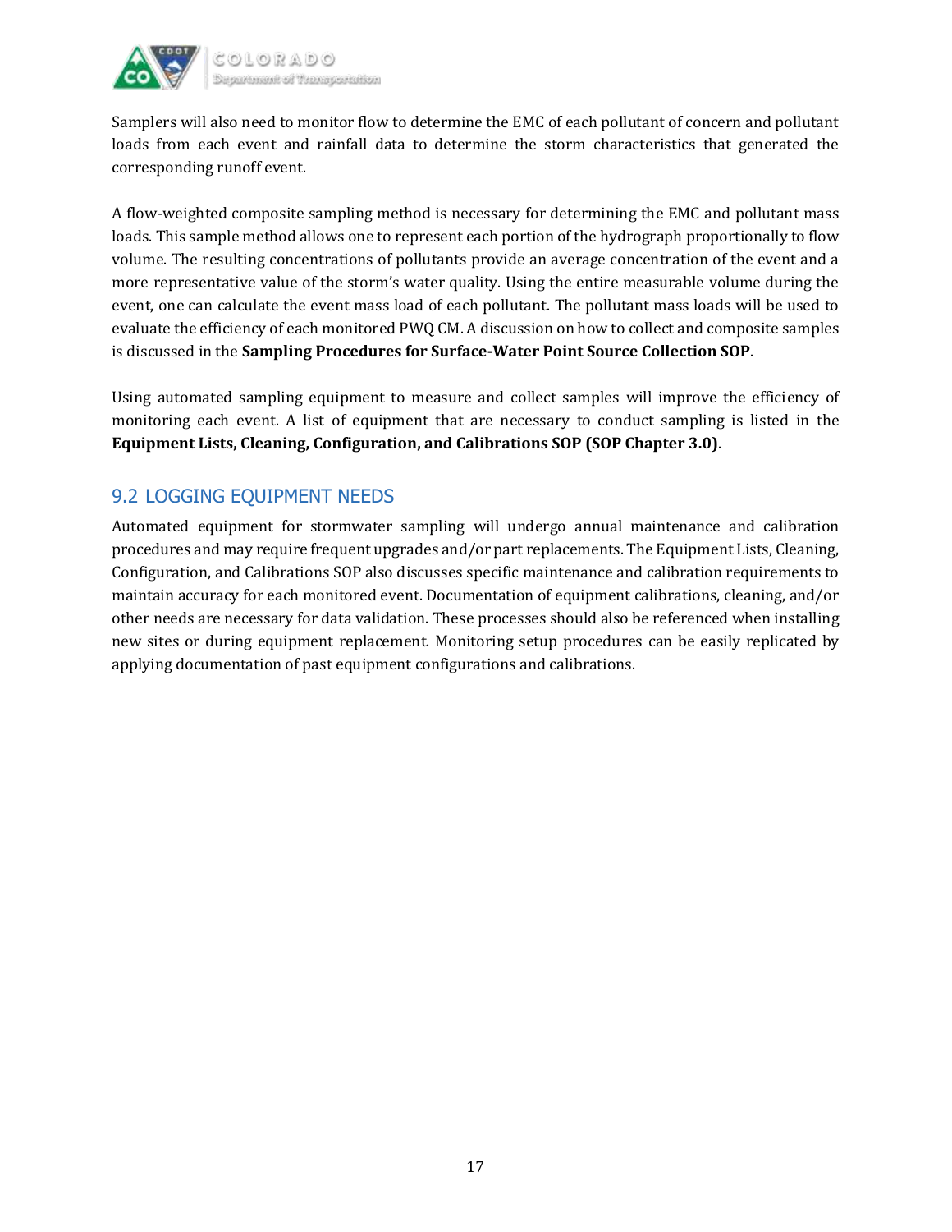Samplers will also need to monitor flow to determine the EMC of each pollutant of concern and pollutant loads from each event and rainfall data to determine the storm characteristics that generated the corresponding runoff event.

A flow-weighted composite sampling method is necessary for determining the EMC and pollutant mass loads. This sample method allows one to represent each portion of the hydrograph proportionally to flow volume. The resulting concentrations of pollutants provide an average concentration of the event and a more representative value of the storm's water quality. Using the entire measurable volume during the event, one can calculate the event mass load of each pollutant. The pollutant mass loads will be used to evaluate the efficiency of each monitored PWQ CM. A discussion on how to collect and composite samples is discussed in the **Sampling Procedures for Surface-Water Point Source Collection SOP**.

Using automated sampling equipment to measure and collect samples will improve the efficiency of monitoring each event. A list of equipment that are necessary to conduct sampling is listed in the **Equipment Lists, Cleaning, Configuration, and Calibrations SOP (SOP Chapter 3.0)**.

## 9.2 LOGGING EQUIPMENT NEEDS

Automated equipment for stormwater sampling will undergo annual maintenance and calibration procedures and may require frequent upgrades and/or part replacements. The Equipment Lists, Cleaning, Configuration, and Calibrations SOP also discusses specific maintenance and calibration requirements to maintain accuracy for each monitored event. Documentation of equipment calibrations, cleaning, and/or other needs are necessary for data validation. These processes should also be referenced when installing new sites or during equipment replacement. Monitoring setup procedures can be easily replicated by applying documentation of past equipment configurations and calibrations.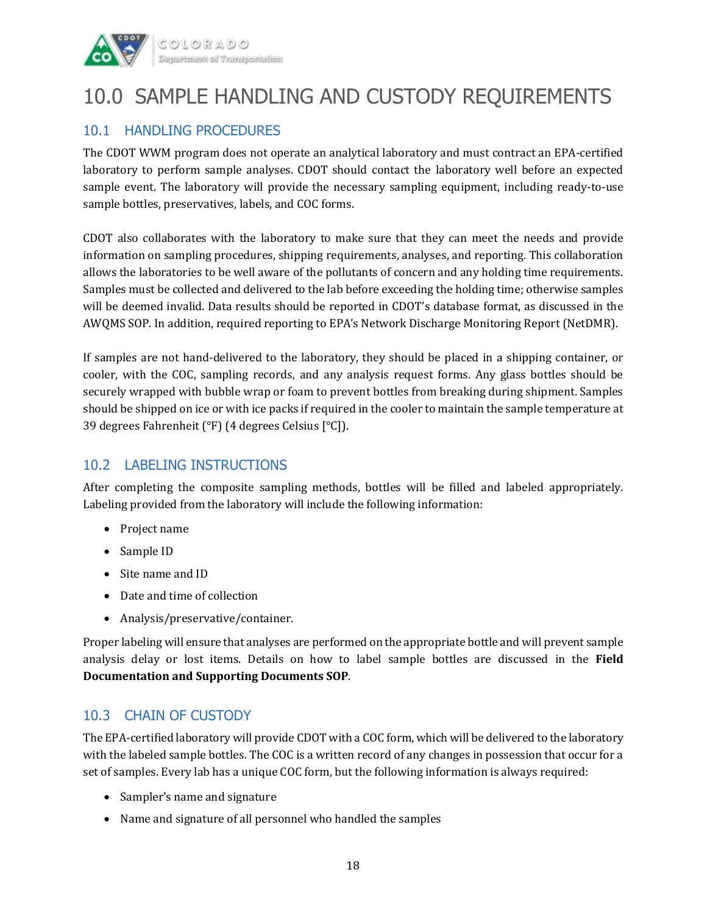# 10.0 SAMPLE HANDLING AND CUSTODY REQUIREMENTS

## 10.1 HANDLING PROCEDURES

The CDOT WWM program does not operate an analytical laboratory and must contract an EPA-certified laboratory to perform sample analyses. CDOT should contact the laboratory well before an expected sample event. The laboratory will provide the necessary sampling equipment, including ready-to-use sample bottles, preservatives, labels, and COC forms.

CDOT also collaborates with the laboratory to make sure that they can meet the needs and provide information on sampling procedures, shipping requirements, analyses, and reporting. This collaboration allows the laboratories to be well aware of the pollutants of concern and any holding time requirements. Samples must be collected and delivered to the lab before exceeding the holding time; otherwise samples will be deemed invalid. Data results should be reported in CDOT's database format, as discussed in the AWQMS SOP. In addition, required reporting to EPA's Network Discharge Monitoring Report (NetDMR).

If samples are not hand-delivered to the laboratory, they should be placed in a shipping container, or cooler, with the COC, sampling records, and any analysis request forms. Any glass bottles should be securely wrapped with bubble wrap or foam to prevent bottles from breaking during shipment. Samples should be shipped on ice or with ice packs if required in the cooler to maintain the sample temperature at 39 degrees Fahrenheit (°F) (4 degrees Celsius [°C]).

## 10.2 LABELING INSTRUCTIONS

After completing the composite sampling methods, bottles will be filled and labeled appropriately. Labeling provided from the laboratory will include the following information:

- Project name
- Sample ID
- Site name and ID
- Date and time of collection
- Analysis/preservative/container.

Proper labeling will ensure that analyses are performed on the appropriate bottle and will prevent sample analysis delay or lost items. Details on how to label sample bottles are discussed in the **Field Documentation and Supporting Documents SOP**.

## 10.3 CHAIN OF CUSTODY

The EPA-certified laboratory will provide CDOT with a COC form, which will be delivered to the laboratory with the labeled sample bottles. The COC is a written record of any changes in possession that occur for a set of samples. Every lab has a unique COC form, but the following information is always required:

- Sampler's name and signature
- Name and signature of all personnel who handled the samples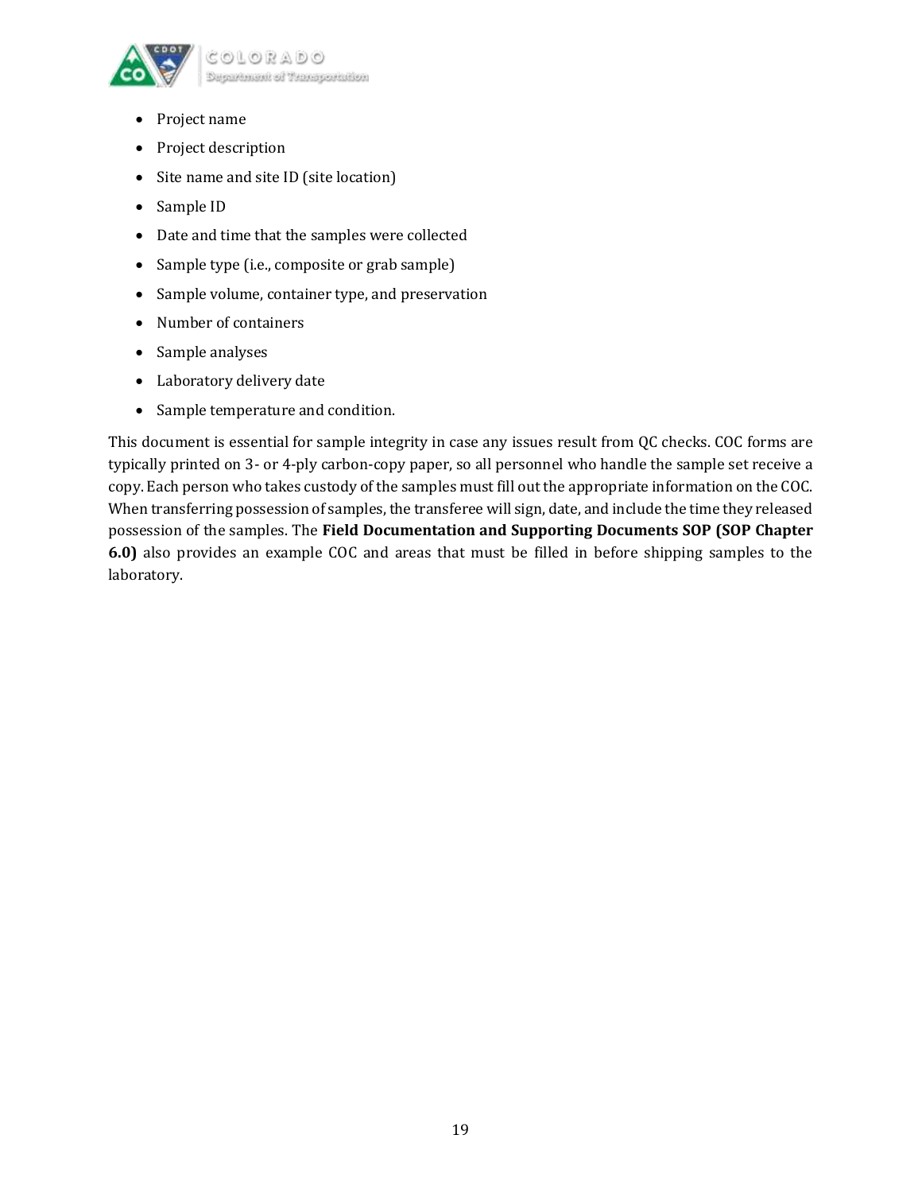- Project name
- Project description
- Site name and site ID (site location)
- Sample ID
- Date and time that the samples were collected
- Sample type (i.e., composite or grab sample)
- Sample volume, container type, and preservation
- Number of containers
- Sample analyses
- Laboratory delivery date
- Sample temperature and condition.

This document is essential for sample integrity in case any issues result from QC checks. COC forms are typically printed on 3- or 4-ply carbon-copy paper, so all personnel who handle the sample set receive a copy. Each person who takes custody of the samples must fill out the appropriate information on the COC. When transferring possession of samples, the transferee will sign, date, and include the time they released possession of the samples. The **Field Documentation and Supporting Documents SOP (SOP Chapter 6.0)** also provides an example COC and areas that must be filled in before shipping samples to the laboratory.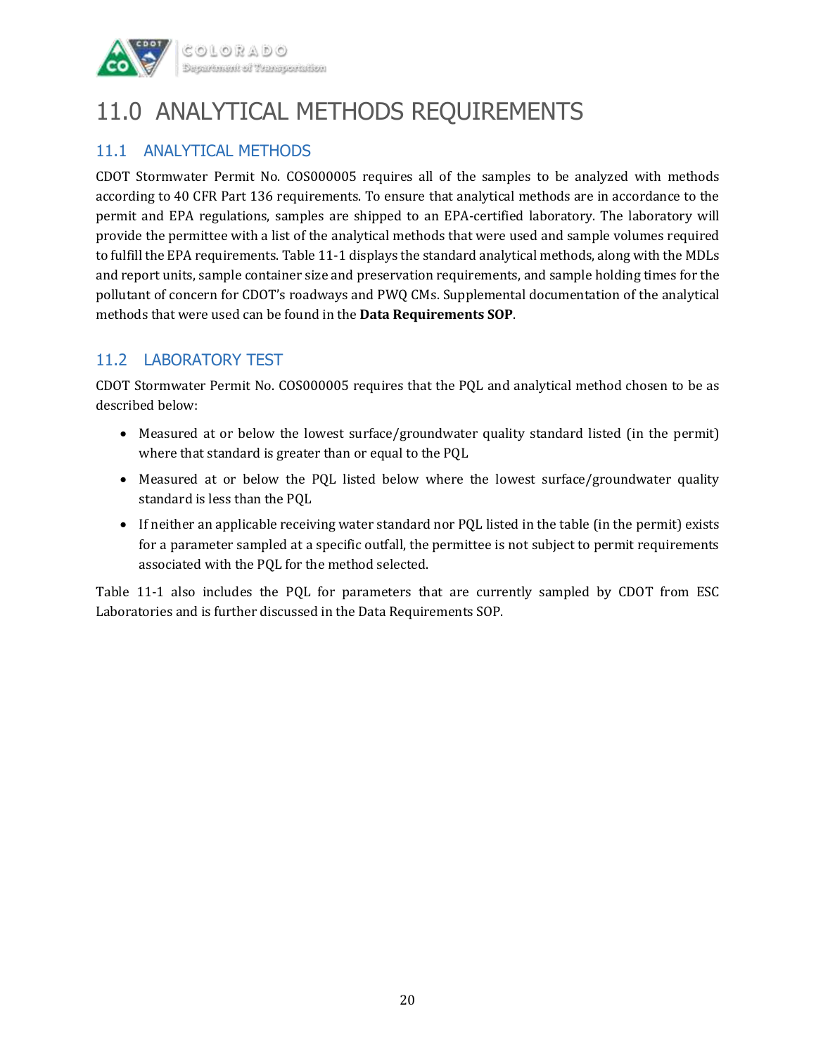# 11.0 ANALYTICAL METHODS REQUIREMENTS

## 11.1 ANALYTICAL METHODS

CDOT Stormwater Permit No. COS000005 requires all of the samples to be analyzed with methods according to 40 CFR Part 136 requirements. To ensure that analytical methods are in accordance to the permit and EPA regulations, samples are shipped to an EPA-certified laboratory. The laboratory will provide the permittee with a list of the analytical methods that were used and sample volumes required to fulfill the EPA requirements. Table 11-1 displays the standard analytical methods, along with the MDLs and report units, sample container size and preservation requirements, and sample holding times for the pollutant of concern for CDOT's roadways and PWQ CMs. Supplemental documentation of the analytical methods that were used can be found in the **Data Requirements SOP**.

## 11.2 LABORATORY TEST

CDOT Stormwater Permit No. COS000005 requires that the PQL and analytical method chosen to be as described below:

- Measured at or below the lowest surface/groundwater quality standard listed (in the permit) where that standard is greater than or equal to the PQL
- Measured at or below the PQL listed below where the lowest surface/groundwater quality standard is less than the PQL
- If neither an applicable receiving water standard nor PQL listed in the table (in the permit) exists for a parameter sampled at a specific outfall, the permittee is not subject to permit requirements associated with the PQL for the method selected.

Table 11-1 also includes the PQL for parameters that are currently sampled by CDOT from ESC Laboratories and is further discussed in the Data Requirements SOP.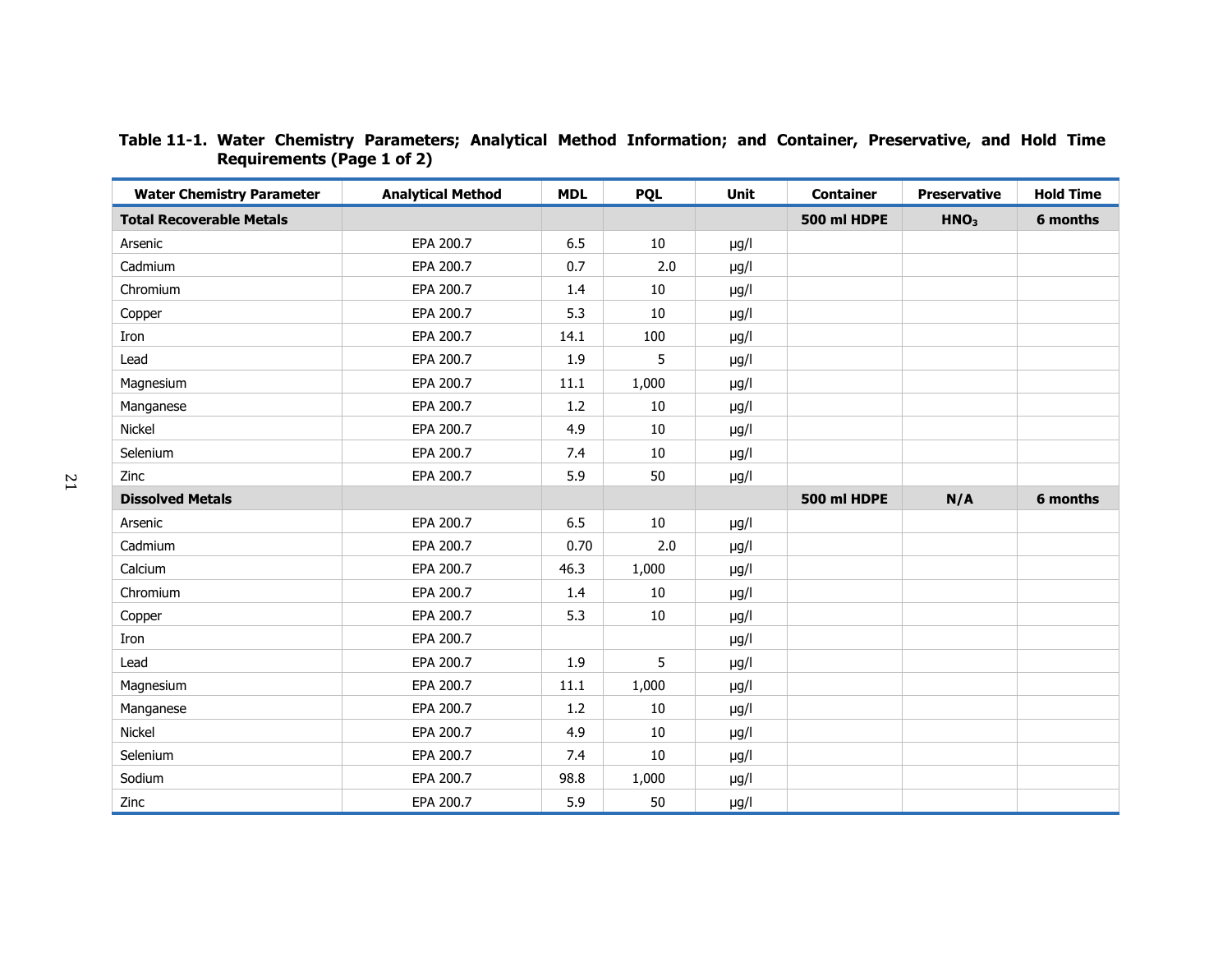**Table 11-1. Water Chemistry Parameters; Analytical Method Information; and Container, Preservative, and Hold Time Requirements (Page 1 of 2)**

| Water Chemistry Parameter | Analytical Method | MDL | PQL | Unit | Container | Preservative | Hold Time |
|---|---|---|---|---|---|---|---|
| **Total Recoverable Metals** | | | | | **500 ml HDPE** | **$HNO_3$** | **6 months** |
| Arsenic | EPA 200.7 | 6.5 | 10 | µg/l | | | |
| Cadmium | EPA 200.7 | 0.7 | 2.0 | µg/l | | | |
| Chromium | EPA 200.7 | 1.4 | 10 | µg/l | | | |
| Copper | EPA 200.7 | 5.3 | 10 | µg/l | | | |
| Iron | EPA 200.7 | 14.1 | 100 | µg/l | | | |
| Lead | EPA 200.7 | 1.9 | 5 | µg/l | | | |
| Magnesium | EPA 200.7 | 11.1 | 1,000 | µg/l | | | |
| Manganese | EPA 200.7 | 1.2 | 10 | µg/l | | | |
| Nickel | EPA 200.7 | 4.9 | 10 | µg/l | | | |
| Selenium | EPA 200.7 | 7.4 | 10 | µg/l | | | |
| Zinc | EPA 200.7 | 5.9 | 50 | µg/l | | | |
| **Dissolved Metals** | | | | | **500 ml HDPE** | **N/A** | **6 months** |
| Arsenic | EPA 200.7 | 6.5 | 10 | µg/l | | | |
| Cadmium | EPA 200.7 | 0.70 | 2.0 | µg/l | | | |
| Calcium | EPA 200.7 | 46.3 | 1,000 | µg/l | | | |
| Chromium | EPA 200.7 | 1.4 | 10 | µg/l | | | |
| Copper | EPA 200.7 | 5.3 | 10 | µg/l | | | |
| Iron | EPA 200.7 | | | µg/l | | | |
| Lead | EPA 200.7 | 1.9 | 5 | µg/l | | | |
| Magnesium | EPA 200.7 | 11.1 | 1,000 | µg/l | | | |
| Manganese | EPA 200.7 | 1.2 | 10 | µg/l | | | |
| Nickel | EPA 200.7 | 4.9 | 10 | µg/l | | | |
| Selenium | EPA 200.7 | 7.4 | 10 | µg/l | | | |
| Sodium | EPA 200.7 | 98.8 | 1,000 | µg/l | | | |
| Zinc | EPA 200.7 | 5.9 | 50 | µg/l | | | |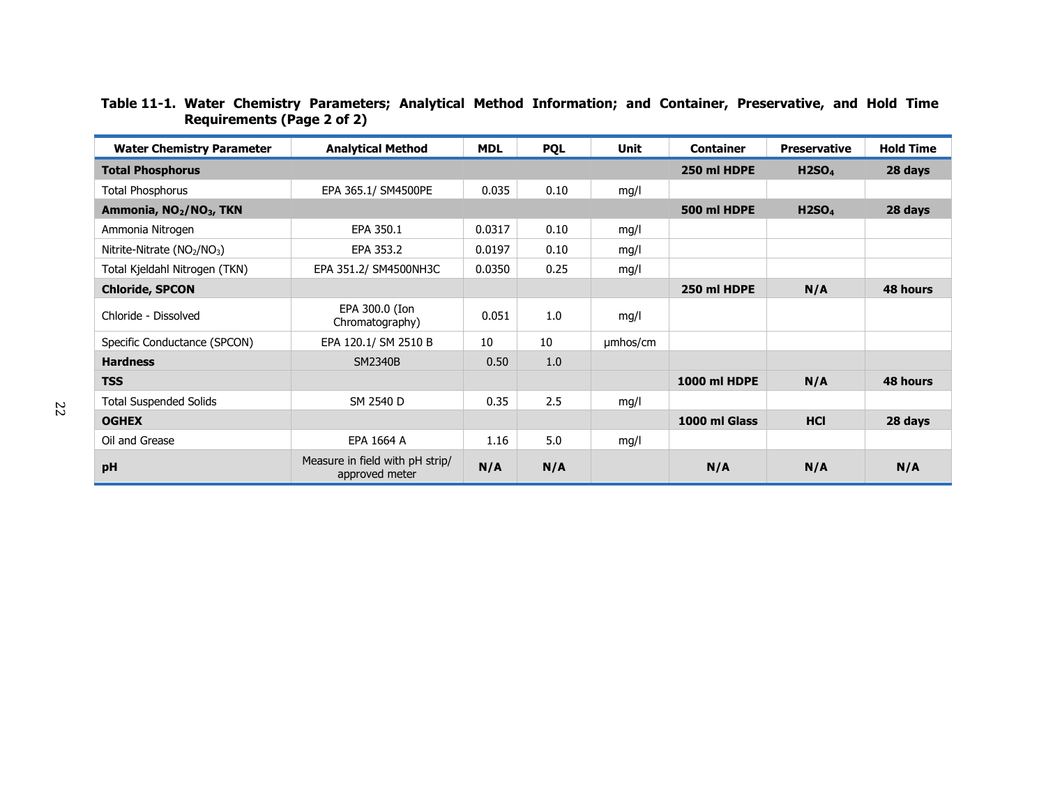**Table 11-1. Water Chemistry Parameters; Analytical Method Information; and Container, Preservative, and Hold Time Requirements (Page 2 of 2)**

| Water Chemistry Parameter | Analytical Method | MDL | PQL | Unit | Container | Preservative | Hold Time |
|---|---|---|---|---|---|---|---|
| **Total Phosphorus** | | | | | **250 ml HDPE** | **$H2SO_4$** | **28 days** |
| Total Phosphorus | EPA 365.1/ SM4500PE | 0.035 | 0.10 | mg/l | | | |
| **Ammonia, $NO_2$/$NO_3$, TKN** | | | | | **500 ml HDPE** | **$H2SO_4$** | **28 days** |
| Ammonia Nitrogen | EPA 350.1 | 0.0317 | 0.10 | mg/l | | | |
| Nitrite-Nitrate ($NO_2$/$NO_3$) | EPA 353.2 | 0.0197 | 0.10 | mg/l | | | |
| Total Kjeldahl Nitrogen (TKN) | EPA 351.2/ SM4500NH3C | 0.0350 | 0.25 | mg/l | | | |
| **Chloride, SPCON** | | | | | **250 ml HDPE** | **N/A** | **48 hours** |
| Chloride - Dissolved | EPA 300.0 (Ion Chromatography) | 0.051 | 1.0 | mg/l | | | |
| Specific Conductance (SPCON) | EPA 120.1/ SM 2510 B | 10 | 10 | µmhos/cm | | | |
| **Hardness** | SM2340B | 0.50 | 1.0 | | | | |
| **TSS** | | | | | **1000 ml HDPE** | **N/A** | **48 hours** |
| Total Suspended Solids | SM 2540 D | 0.35 | 2.5 | mg/l | | | |
| **OGHEX** | | | | | **1000 ml Glass** | **HCl** | **28 days** |
| Oil and Grease | EPA 1664 A | 1.16 | 5.0 | mg/l | | | |
| **pH** | Measure in field with pH strip/ approved meter | **N/A** | **N/A** | | **N/A** | **N/A** | **N/A** |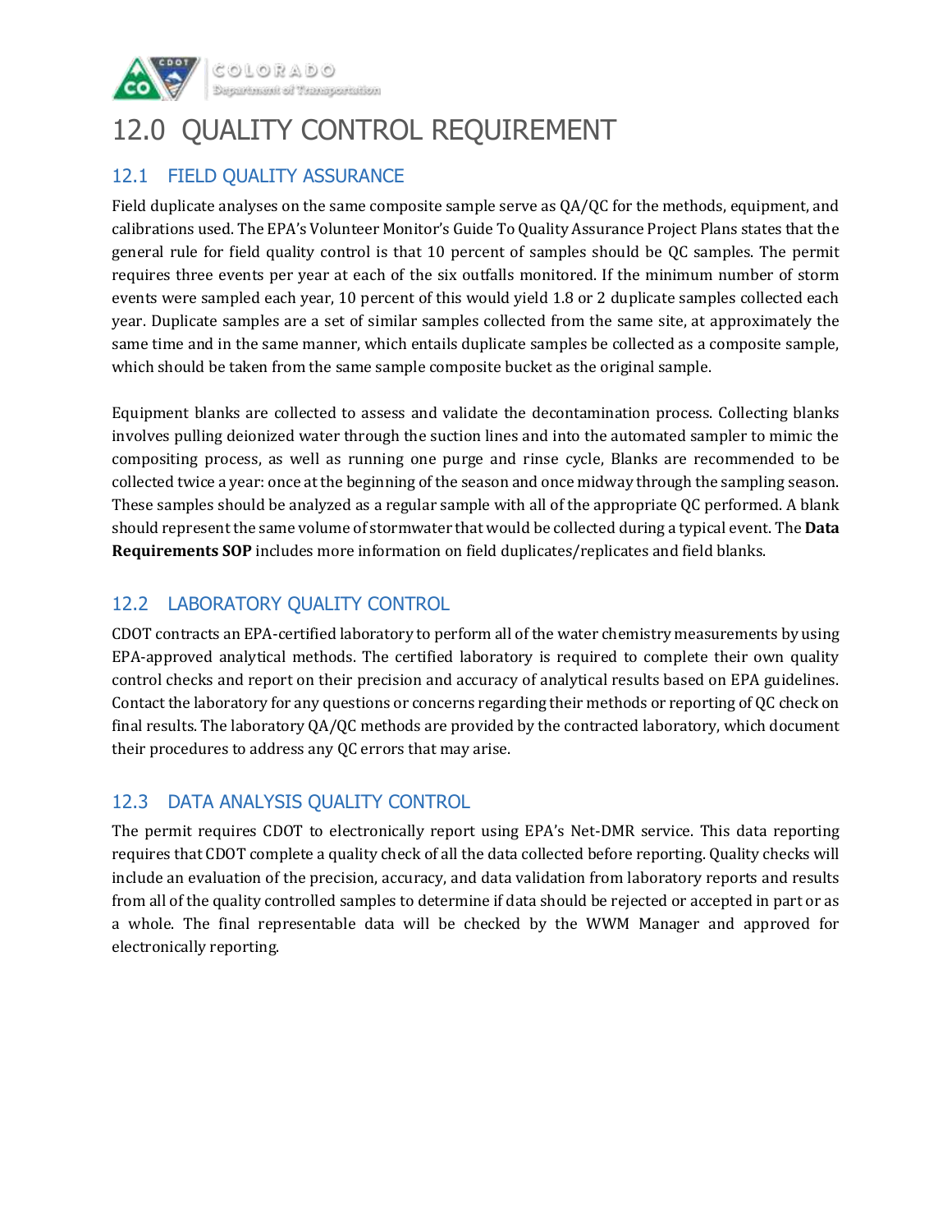# 12.0 QUALITY CONTROL REQUIREMENT

## 12.1 FIELD QUALITY ASSURANCE

Field duplicate analyses on the same composite sample serve as QA/QC for the methods, equipment, and calibrations used. The EPA's Volunteer Monitor's Guide To Quality Assurance Project Plans states that the general rule for field quality control is that 10 percent of samples should be QC samples. The permit requires three events per year at each of the six outfalls monitored. If the minimum number of storm events were sampled each year, 10 percent of this would yield 1.8 or 2 duplicate samples collected each year. Duplicate samples are a set of similar samples collected from the same site, at approximately the same time and in the same manner, which entails duplicate samples be collected as a composite sample, which should be taken from the same sample composite bucket as the original sample.

Equipment blanks are collected to assess and validate the decontamination process. Collecting blanks involves pulling deionized water through the suction lines and into the automated sampler to mimic the compositing process, as well as running one purge and rinse cycle, Blanks are recommended to be collected twice a year: once at the beginning of the season and once midway through the sampling season. These samples should be analyzed as a regular sample with all of the appropriate QC performed. A blank should represent the same volume of stormwater that would be collected during a typical event. The **Data Requirements SOP** includes more information on field duplicates/replicates and field blanks.

## 12.2 LABORATORY QUALITY CONTROL

CDOT contracts an EPA-certified laboratory to perform all of the water chemistry measurements by using EPA-approved analytical methods. The certified laboratory is required to complete their own quality control checks and report on their precision and accuracy of analytical results based on EPA guidelines. Contact the laboratory for any questions or concerns regarding their methods or reporting of QC check on final results. The laboratory QA/QC methods are provided by the contracted laboratory, which document their procedures to address any QC errors that may arise.

## 12.3 DATA ANALYSIS QUALITY CONTROL

The permit requires CDOT to electronically report using EPA's Net-DMR service. This data reporting requires that CDOT complete a quality check of all the data collected before reporting. Quality checks will include an evaluation of the precision, accuracy, and data validation from laboratory reports and results from all of the quality controlled samples to determine if data should be rejected or accepted in part or as a whole. The final representable data will be checked by the WWM Manager and approved for electronically reporting.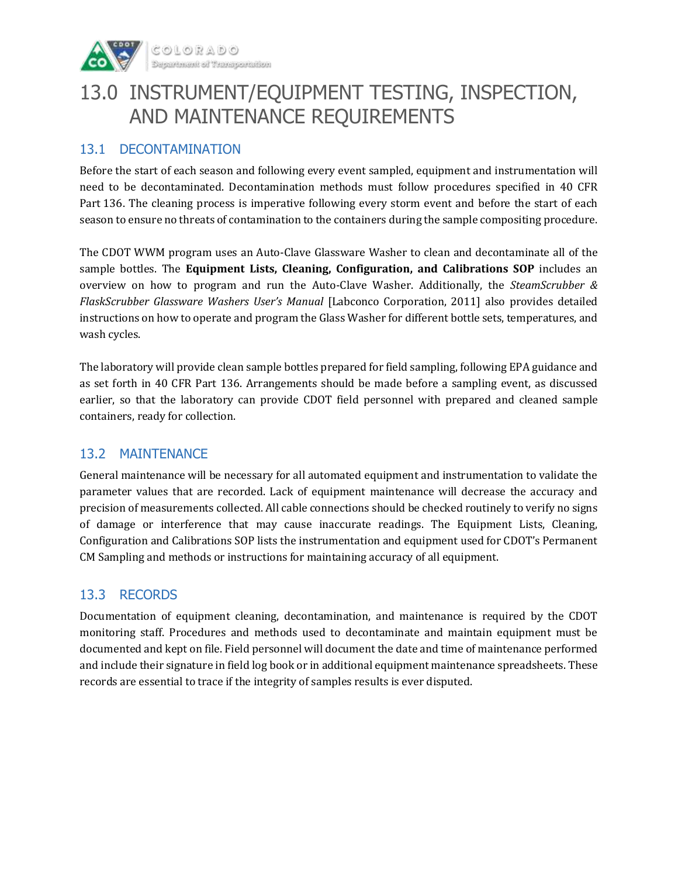# 13.0 INSTRUMENT/EQUIPMENT TESTING, INSPECTION, AND MAINTENANCE REQUIREMENTS

## 13.1 DECONTAMINATION

Before the start of each season and following every event sampled, equipment and instrumentation will need to be decontaminated. Decontamination methods must follow procedures specified in 40 CFR Part 136. The cleaning process is imperative following every storm event and before the start of each season to ensure no threats of contamination to the containers during the sample compositing procedure.

The CDOT WWM program uses an Auto-Clave Glassware Washer to clean and decontaminate all of the sample bottles. The **Equipment Lists, Cleaning, Configuration, and Calibrations SOP** includes an overview on how to program and run the Auto-Clave Washer. Additionally, the *SteamScrubber & FlaskScrubber Glassware Washers User's Manual* [Labconco Corporation, 2011] also provides detailed instructions on how to operate and program the Glass Washer for different bottle sets, temperatures, and wash cycles.

The laboratory will provide clean sample bottles prepared for field sampling, following EPA guidance and as set forth in 40 CFR Part 136. Arrangements should be made before a sampling event, as discussed earlier, so that the laboratory can provide CDOT field personnel with prepared and cleaned sample containers, ready for collection.

## 13.2 MAINTENANCE

General maintenance will be necessary for all automated equipment and instrumentation to validate the parameter values that are recorded. Lack of equipment maintenance will decrease the accuracy and precision of measurements collected. All cable connections should be checked routinely to verify no signs of damage or interference that may cause inaccurate readings. The Equipment Lists, Cleaning, Configuration and Calibrations SOP lists the instrumentation and equipment used for CDOT's Permanent CM Sampling and methods or instructions for maintaining accuracy of all equipment.

## 13.3 RECORDS

Documentation of equipment cleaning, decontamination, and maintenance is required by the CDOT monitoring staff. Procedures and methods used to decontaminate and maintain equipment must be documented and kept on file. Field personnel will document the date and time of maintenance performed and include their signature in field log book or in additional equipment maintenance spreadsheets. These records are essential to trace if the integrity of samples results is ever disputed.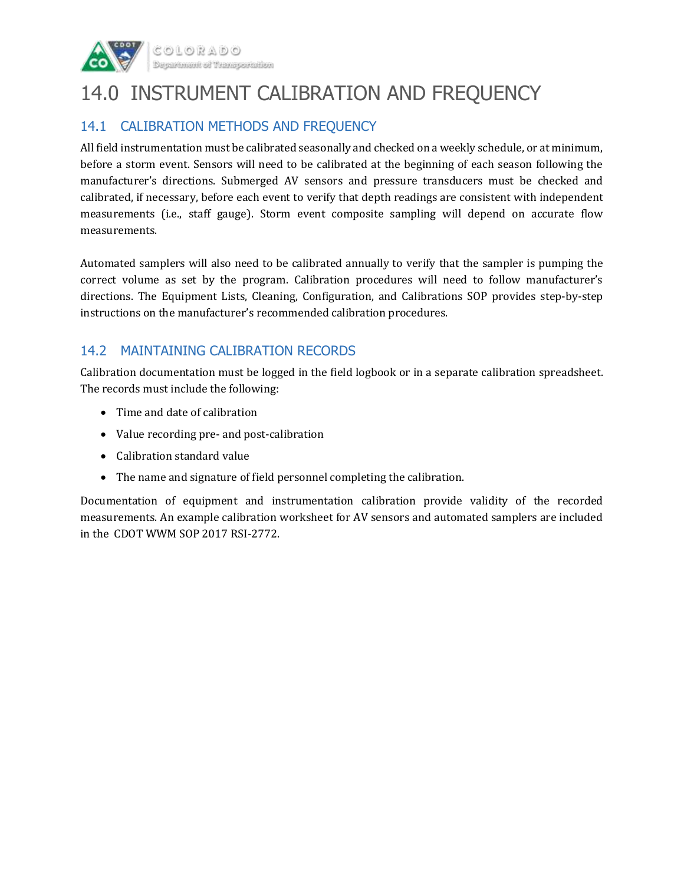# 14.0 INSTRUMENT CALIBRATION AND FREQUENCY

## 14.1 CALIBRATION METHODS AND FREQUENCY

All field instrumentation must be calibrated seasonally and checked on a weekly schedule, or at minimum, before a storm event. Sensors will need to be calibrated at the beginning of each season following the manufacturer's directions. Submerged AV sensors and pressure transducers must be checked and calibrated, if necessary, before each event to verify that depth readings are consistent with independent measurements (i.e., staff gauge). Storm event composite sampling will depend on accurate flow measurements.

Automated samplers will also need to be calibrated annually to verify that the sampler is pumping the correct volume as set by the program. Calibration procedures will need to follow manufacturer's directions. The Equipment Lists, Cleaning, Configuration, and Calibrations SOP provides step-by-step instructions on the manufacturer's recommended calibration procedures.

## 14.2 MAINTAINING CALIBRATION RECORDS

Calibration documentation must be logged in the field logbook or in a separate calibration spreadsheet. The records must include the following:

- Time and date of calibration
- Value recording pre- and post-calibration
- Calibration standard value
- The name and signature of field personnel completing the calibration.

Documentation of equipment and instrumentation calibration provide validity of the recorded measurements. An example calibration worksheet for AV sensors and automated samplers are included in the CDOT WWM SOP 2017 RSI-2772.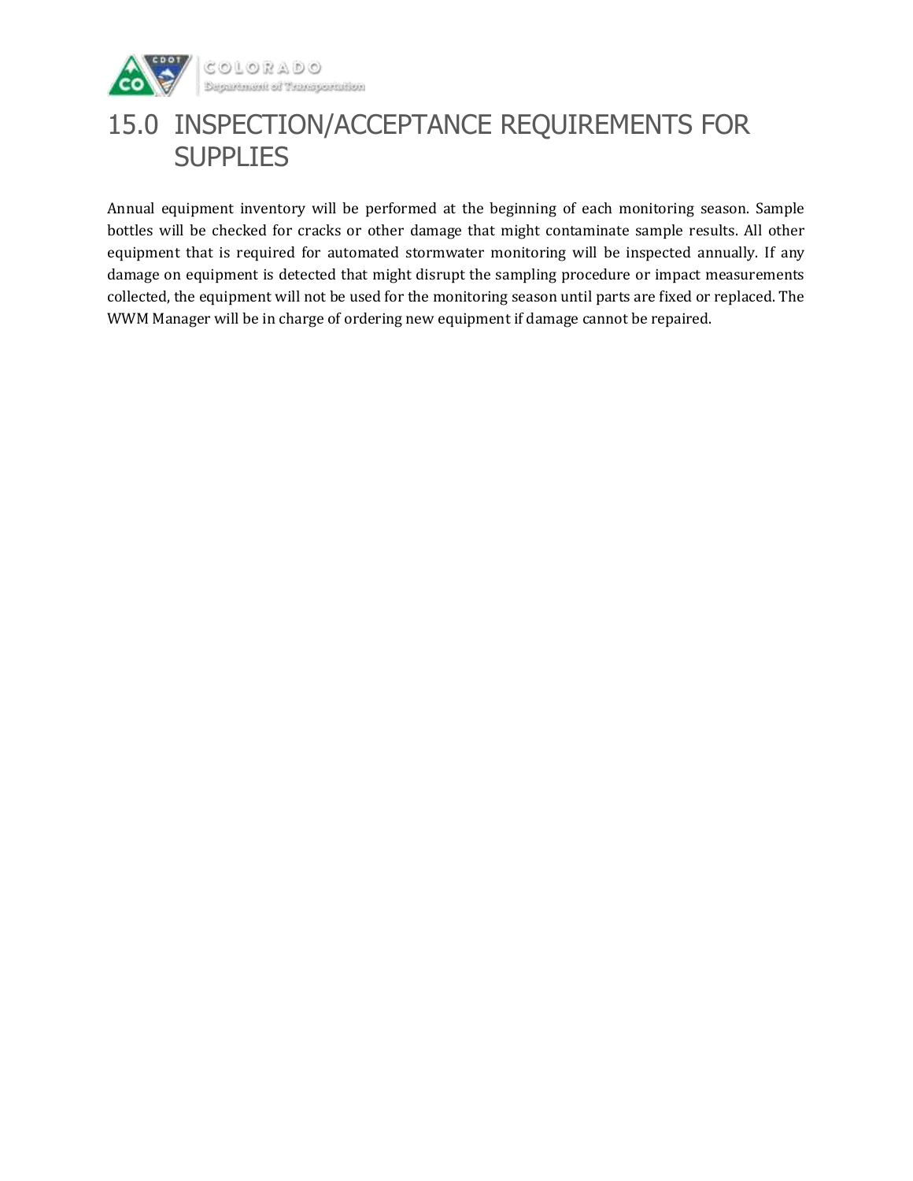# 15.0 INSPECTION/ACCEPTANCE REQUIREMENTS FOR SUPPLIES

Annual equipment inventory will be performed at the beginning of each monitoring season. Sample bottles will be checked for cracks or other damage that might contaminate sample results. All other equipment that is required for automated stormwater monitoring will be inspected annually. If any damage on equipment is detected that might disrupt the sampling procedure or impact measurements collected, the equipment will not be used for the monitoring season until parts are fixed or replaced. The WWM Manager will be in charge of ordering new equipment if damage cannot be repaired.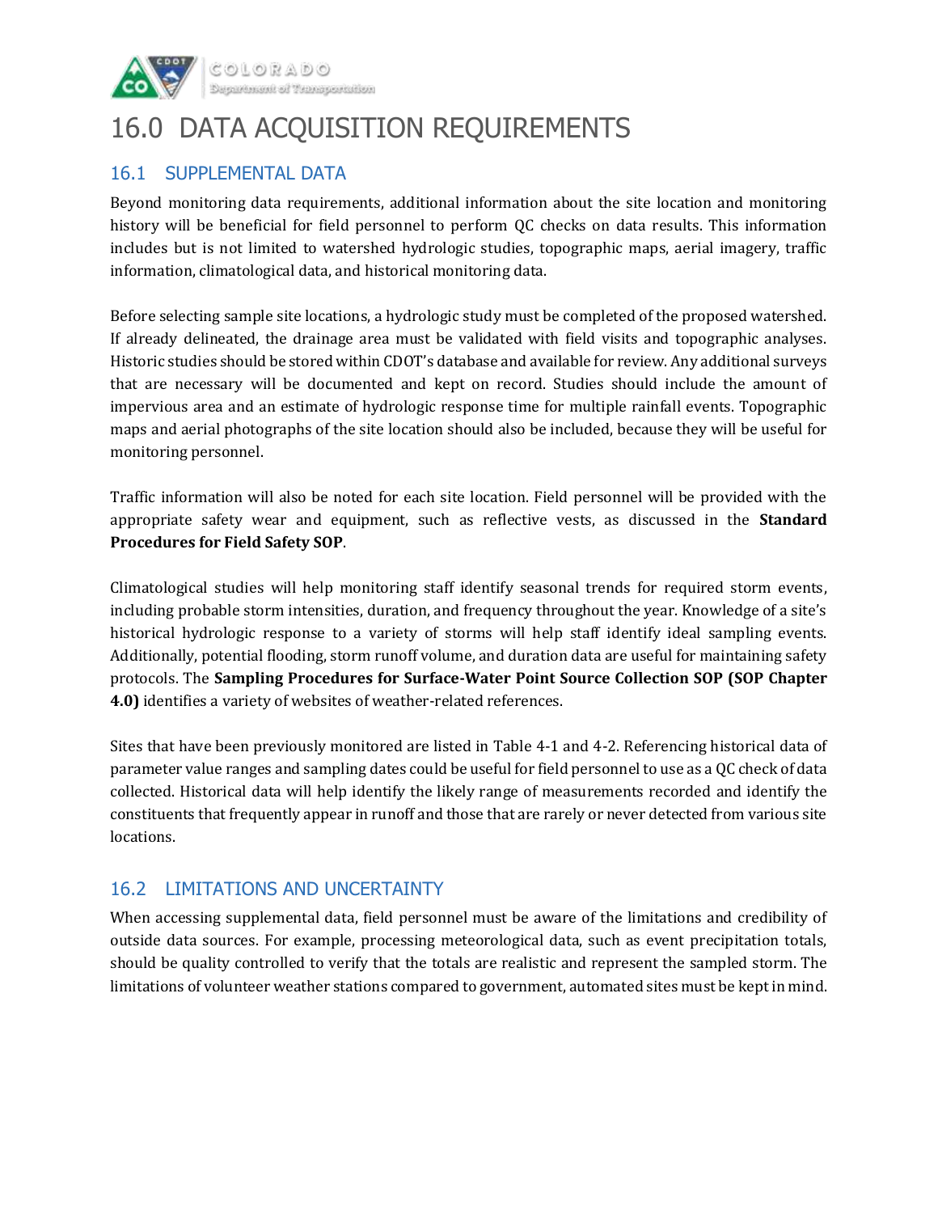# 16.0 DATA ACQUISITION REQUIREMENTS

## 16.1 SUPPLEMENTAL DATA

Beyond monitoring data requirements, additional information about the site location and monitoring history will be beneficial for field personnel to perform QC checks on data results. This information includes but is not limited to watershed hydrologic studies, topographic maps, aerial imagery, traffic information, climatological data, and historical monitoring data.

Before selecting sample site locations, a hydrologic study must be completed of the proposed watershed. If already delineated, the drainage area must be validated with field visits and topographic analyses. Historic studies should be stored within CDOT's database and available for review. Any additional surveys that are necessary will be documented and kept on record. Studies should include the amount of impervious area and an estimate of hydrologic response time for multiple rainfall events. Topographic maps and aerial photographs of the site location should also be included, because they will be useful for monitoring personnel.

Traffic information will also be noted for each site location. Field personnel will be provided with the appropriate safety wear and equipment, such as reflective vests, as discussed in the **Standard Procedures for Field Safety SOP**.

Climatological studies will help monitoring staff identify seasonal trends for required storm events, including probable storm intensities, duration, and frequency throughout the year. Knowledge of a site's historical hydrologic response to a variety of storms will help staff identify ideal sampling events. Additionally, potential flooding, storm runoff volume, and duration data are useful for maintaining safety protocols. The **Sampling Procedures for Surface-Water Point Source Collection SOP (SOP Chapter 4.0)** identifies a variety of websites of weather-related references.

Sites that have been previously monitored are listed in Table 4-1 and 4-2. Referencing historical data of parameter value ranges and sampling dates could be useful for field personnel to use as a QC check of data collected. Historical data will help identify the likely range of measurements recorded and identify the constituents that frequently appear in runoff and those that are rarely or never detected from various site locations.

## 16.2 LIMITATIONS AND UNCERTAINTY

When accessing supplemental data, field personnel must be aware of the limitations and credibility of outside data sources. For example, processing meteorological data, such as event precipitation totals, should be quality controlled to verify that the totals are realistic and represent the sampled storm. The limitations of volunteer weather stations compared to government, automated sites must be kept in mind.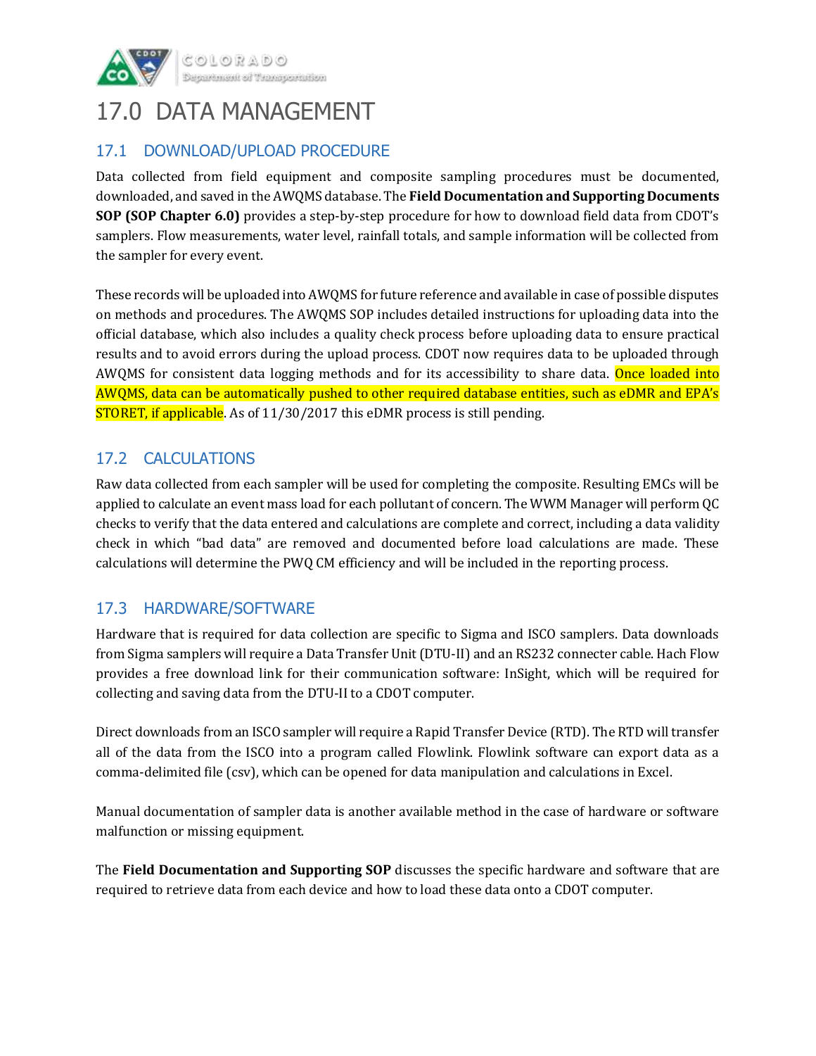# 17.0 DATA MANAGEMENT

## 17.1 DOWNLOAD/UPLOAD PROCEDURE

Data collected from field equipment and composite sampling procedures must be documented, downloaded, and saved in the AWQMS database. The **Field Documentation and Supporting Documents SOP (SOP Chapter 6.0)** provides a step-by-step procedure for how to download field data from CDOT's samplers. Flow measurements, water level, rainfall totals, and sample information will be collected from the sampler for every event.

These records will be uploaded into AWQMS for future reference and available in case of possible disputes on methods and procedures. The AWQMS SOP includes detailed instructions for uploading data into the official database, which also includes a quality check process before uploading data to ensure practical results and to avoid errors during the upload process. CDOT now requires data to be uploaded through AWQMS for consistent data logging methods and for its accessibility to share data. Once loaded into AWQMS, data can be automatically pushed to other required database entities, such as eDMR and EPA's STORET, if applicable. As of 11/30/2017 this eDMR process is still pending.

## 17.2 CALCULATIONS

Raw data collected from each sampler will be used for completing the composite. Resulting EMCs will be applied to calculate an event mass load for each pollutant of concern. The WWM Manager will perform QC checks to verify that the data entered and calculations are complete and correct, including a data validity check in which "bad data" are removed and documented before load calculations are made. These calculations will determine the PWQ CM efficiency and will be included in the reporting process.

## 17.3 HARDWARE/SOFTWARE

Hardware that is required for data collection are specific to Sigma and ISCO samplers. Data downloads from Sigma samplers will require a Data Transfer Unit (DTU-II) and an RS232 connecter cable. Hach Flow provides a free download link for their communication software: InSight, which will be required for collecting and saving data from the DTU-II to a CDOT computer.

Direct downloads from an ISCO sampler will require a Rapid Transfer Device (RTD). The RTD will transfer all of the data from the ISCO into a program called Flowlink. Flowlink software can export data as a comma-delimited file (csv), which can be opened for data manipulation and calculations in Excel.

Manual documentation of sampler data is another available method in the case of hardware or software malfunction or missing equipment.

The **Field Documentation and Supporting SOP** discusses the specific hardware and software that are required to retrieve data from each device and how to load these data onto a CDOT computer.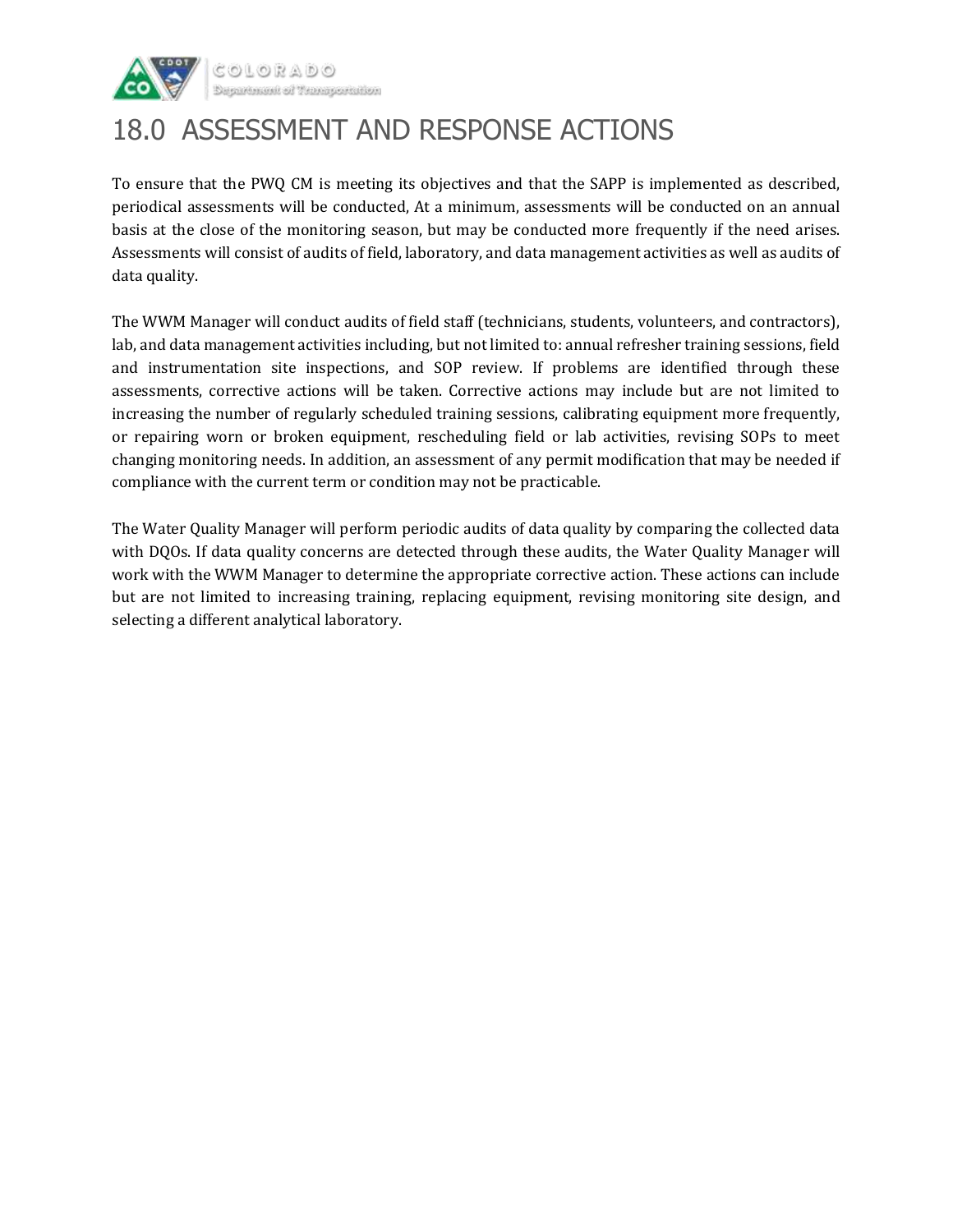# 18.0 ASSESSMENT AND RESPONSE ACTIONS

To ensure that the PWQ CM is meeting its objectives and that the SAPP is implemented as described, periodical assessments will be conducted, At a minimum, assessments will be conducted on an annual basis at the close of the monitoring season, but may be conducted more frequently if the need arises. Assessments will consist of audits of field, laboratory, and data management activities as well as audits of data quality.

The WWM Manager will conduct audits of field staff (technicians, students, volunteers, and contractors), lab, and data management activities including, but not limited to: annual refresher training sessions, field and instrumentation site inspections, and SOP review. If problems are identified through these assessments, corrective actions will be taken. Corrective actions may include but are not limited to increasing the number of regularly scheduled training sessions, calibrating equipment more frequently, or repairing worn or broken equipment, rescheduling field or lab activities, revising SOPs to meet changing monitoring needs. In addition, an assessment of any permit modification that may be needed if compliance with the current term or condition may not be practicable.

The Water Quality Manager will perform periodic audits of data quality by comparing the collected data with DQOs. If data quality concerns are detected through these audits, the Water Quality Manager will work with the WWM Manager to determine the appropriate corrective action. These actions can include but are not limited to increasing training, replacing equipment, revising monitoring site design, and selecting a different analytical laboratory.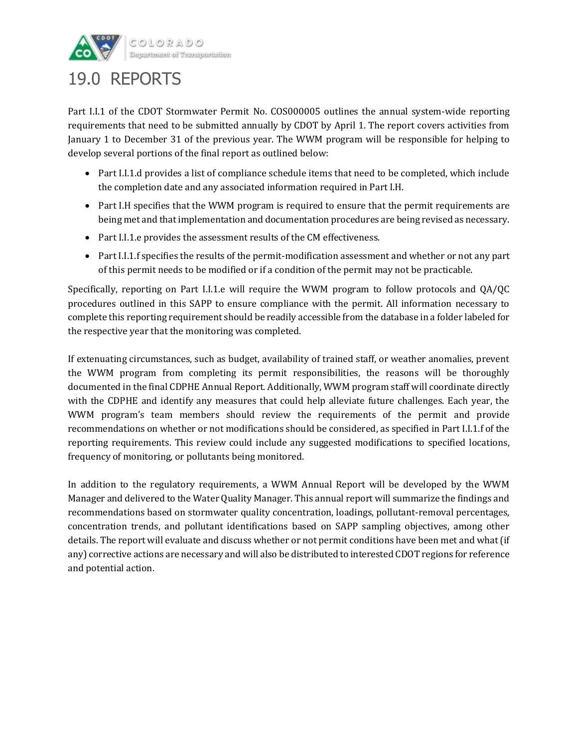# 19.0 REPORTS

Part I.I.1 of the CDOT Stormwater Permit No. COS000005 outlines the annual system-wide reporting requirements that need to be submitted annually by CDOT by April 1. The report covers activities from January 1 to December 31 of the previous year. The WWM program will be responsible for helping to develop several portions of the final report as outlined below:

- Part I.I.1.d provides a list of compliance schedule items that need to be completed, which include the completion date and any associated information required in Part I.H.
- Part I.H specifies that the WWM program is required to ensure that the permit requirements are being met and that implementation and documentation procedures are being revised as necessary.
- Part I.I.1.e provides the assessment results of the CM effectiveness.
- Part I.I.1.f specifies the results of the permit-modification assessment and whether or not any part of this permit needs to be modified or if a condition of the permit may not be practicable.

Specifically, reporting on Part I.I.1.e will require the WWM program to follow protocols and QA/QC procedures outlined in this SAPP to ensure compliance with the permit. All information necessary to complete this reporting requirement should be readily accessible from the database in a folder labeled for the respective year that the monitoring was completed.

If extenuating circumstances, such as budget, availability of trained staff, or weather anomalies, prevent the WWM program from completing its permit responsibilities, the reasons will be thoroughly documented in the final CDPHE Annual Report. Additionally, WWM program staff will coordinate directly with the CDPHE and identify any measures that could help alleviate future challenges. Each year, the WWM program's team members should review the requirements of the permit and provide recommendations on whether or not modifications should be considered, as specified in Part I.I.1.f of the reporting requirements. This review could include any suggested modifications to specified locations, frequency of monitoring, or pollutants being monitored.

In addition to the regulatory requirements, a WWM Annual Report will be developed by the WWM Manager and delivered to the Water Quality Manager. This annual report will summarize the findings and recommendations based on stormwater quality concentration, loadings, pollutant-removal percentages, concentration trends, and pollutant identifications based on SAPP sampling objectives, among other details. The report will evaluate and discuss whether or not permit conditions have been met and what (if any) corrective actions are necessary and will also be distributed to interested CDOT regions for reference and potential action.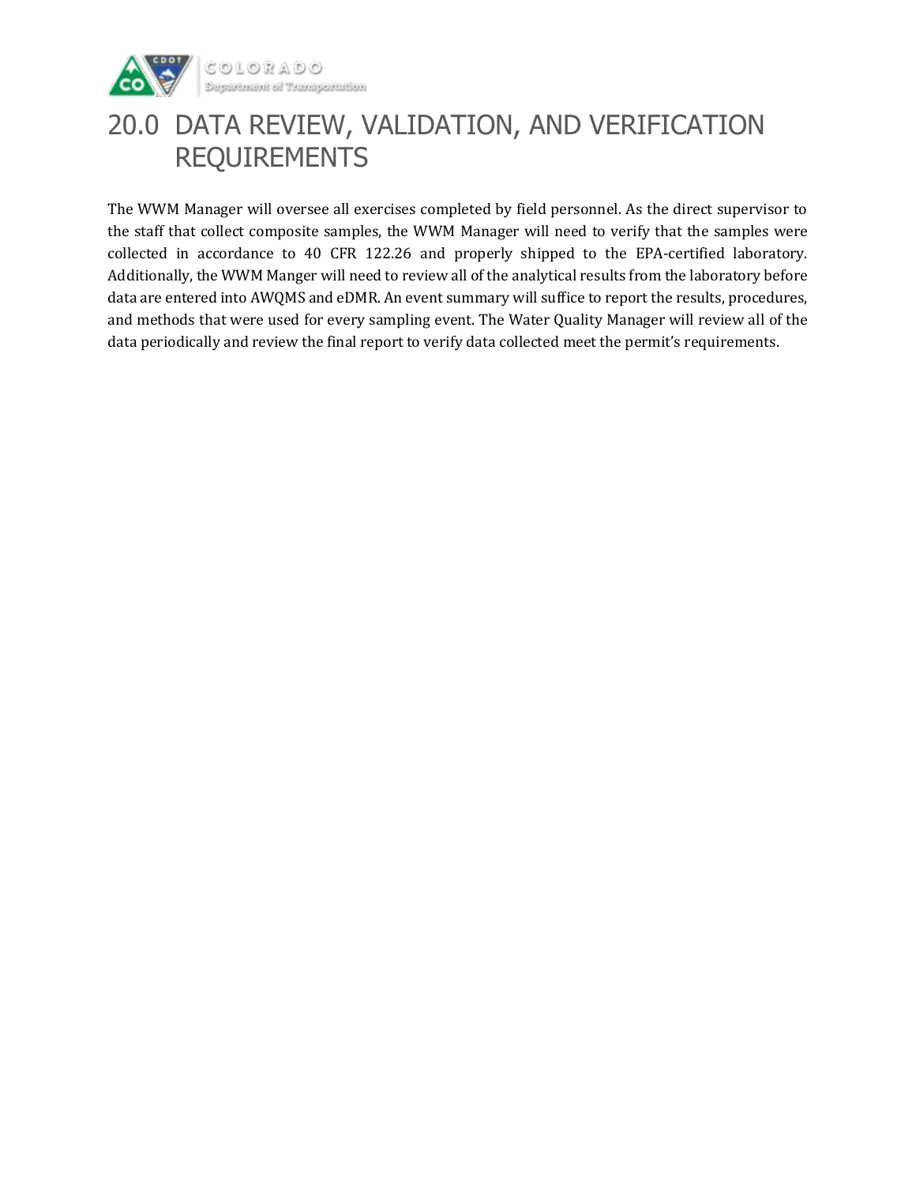# 20.0 DATA REVIEW, VALIDATION, AND VERIFICATION REQUIREMENTS

The WWM Manager will oversee all exercises completed by field personnel. As the direct supervisor to the staff that collect composite samples, the WWM Manager will need to verify that the samples were collected in accordance to 40 CFR 122.26 and properly shipped to the EPA-certified laboratory. Additionally, the WWM Manger will need to review all of the analytical results from the laboratory before data are entered into AWQMS and eDMR. An event summary will suffice to report the results, procedures, and methods that were used for every sampling event. The Water Quality Manager will review all of the data periodically and review the final report to verify data collected meet the permit's requirements.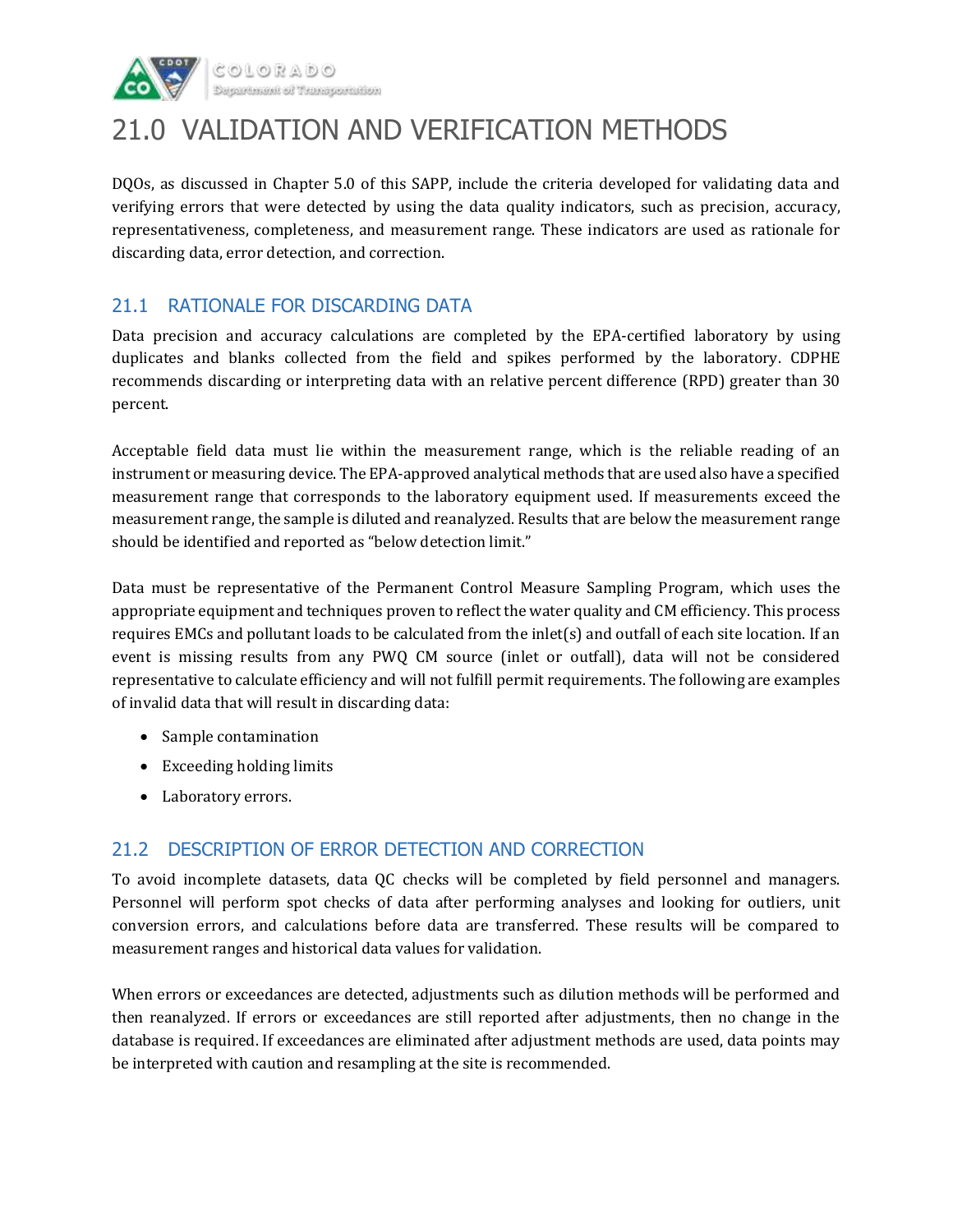# 21.0 VALIDATION AND VERIFICATION METHODS

DQOs, as discussed in Chapter 5.0 of this SAPP, include the criteria developed for validating data and verifying errors that were detected by using the data quality indicators, such as precision, accuracy, representativeness, completeness, and measurement range. These indicators are used as rationale for discarding data, error detection, and correction.

## 21.1 RATIONALE FOR DISCARDING DATA

Data precision and accuracy calculations are completed by the EPA-certified laboratory by using duplicates and blanks collected from the field and spikes performed by the laboratory. CDPHE recommends discarding or interpreting data with an relative percent difference (RPD) greater than 30 percent.

Acceptable field data must lie within the measurement range, which is the reliable reading of an instrument or measuring device. The EPA-approved analytical methods that are used also have a specified measurement range that corresponds to the laboratory equipment used. If measurements exceed the measurement range, the sample is diluted and reanalyzed. Results that are below the measurement range should be identified and reported as "below detection limit."

Data must be representative of the Permanent Control Measure Sampling Program, which uses the appropriate equipment and techniques proven to reflect the water quality and CM efficiency. This process requires EMCs and pollutant loads to be calculated from the inlet(s) and outfall of each site location. If an event is missing results from any PWQ CM source (inlet or outfall), data will not be considered representative to calculate efficiency and will not fulfill permit requirements. The following are examples of invalid data that will result in discarding data:

- Sample contamination
- Exceeding holding limits
- Laboratory errors.

## 21.2 DESCRIPTION OF ERROR DETECTION AND CORRECTION

To avoid incomplete datasets, data QC checks will be completed by field personnel and managers. Personnel will perform spot checks of data after performing analyses and looking for outliers, unit conversion errors, and calculations before data are transferred. These results will be compared to measurement ranges and historical data values for validation.

When errors or exceedances are detected, adjustments such as dilution methods will be performed and then reanalyzed. If errors or exceedances are still reported after adjustments, then no change in the database is required. If exceedances are eliminated after adjustment methods are used, data points may be interpreted with caution and resampling at the site is recommended.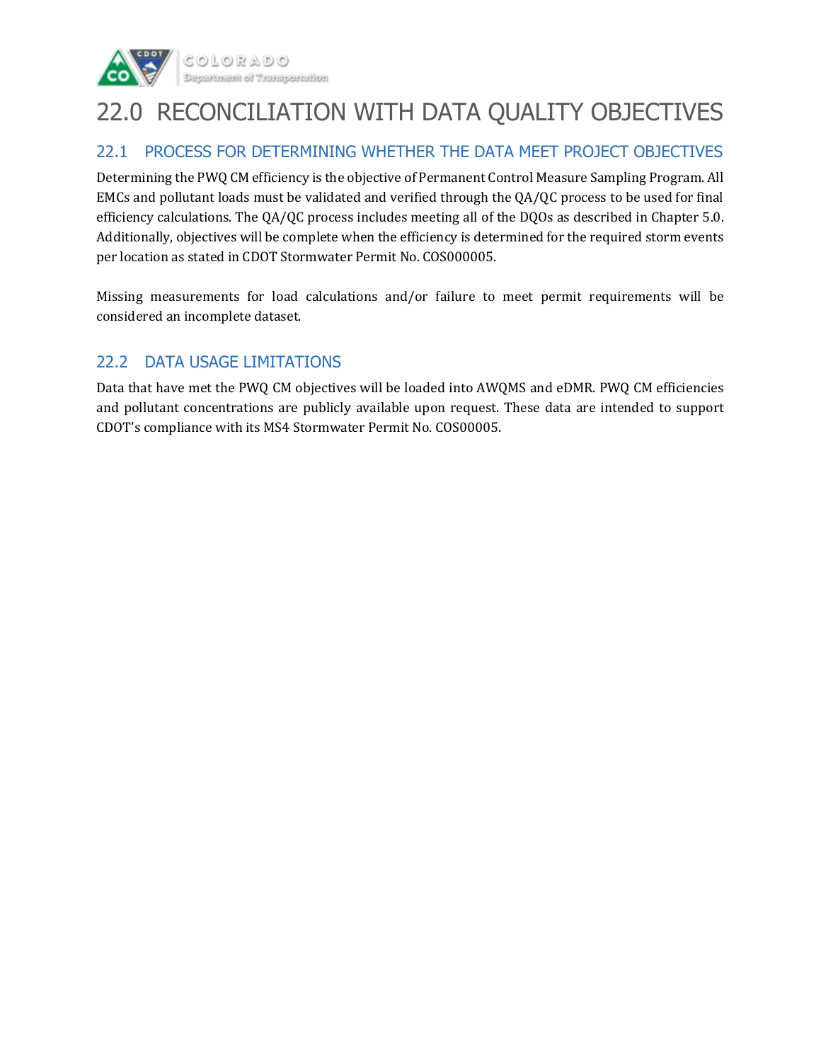# 22.0 RECONCILIATION WITH DATA QUALITY OBJECTIVES

## 22.1 PROCESS FOR DETERMINING WHETHER THE DATA MEET PROJECT OBJECTIVES

Determining the PWQ CM efficiency is the objective of Permanent Control Measure Sampling Program. All EMCs and pollutant loads must be validated and verified through the QA/QC process to be used for final efficiency calculations. The QA/QC process includes meeting all of the DQOs as described in Chapter 5.0. Additionally, objectives will be complete when the efficiency is determined for the required storm events per location as stated in CDOT Stormwater Permit No. COS000005.

Missing measurements for load calculations and/or failure to meet permit requirements will be considered an incomplete dataset.

## 22.2 DATA USAGE LIMITATIONS

Data that have met the PWQ CM objectives will be loaded into AWQMS and eDMR. PWQ CM efficiencies and pollutant concentrations are publicly available upon request. These data are intended to support CDOT's compliance with its MS4 Stormwater Permit No. COS00005.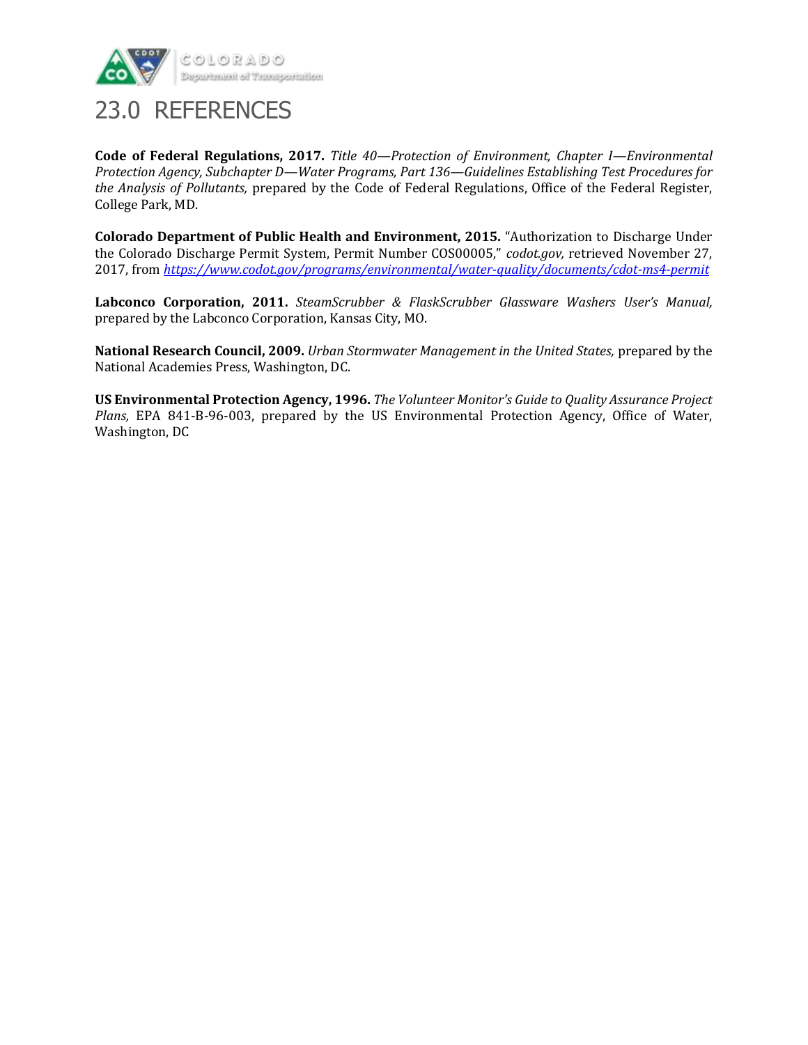# 23.0 REFERENCES

**Code of Federal Regulations, 2017.** *Title 40—Protection of Environment, Chapter I—Environmental Protection Agency, Subchapter D—Water Programs, Part 136—Guidelines Establishing Test Procedures for the Analysis of Pollutants,* prepared by the Code of Federal Regulations, Office of the Federal Register, College Park, MD.

**Colorado Department of Public Health and Environment, 2015.** "Authorization to Discharge Under the Colorado Discharge Permit System, Permit Number COS00005," *codot.gov,* retrieved November 27, 2017, from *https://www.codot.gov/programs/environmental/water-quality/documents/cdot-ms4-permit*

**Labconco Corporation, 2011.** *SteamScrubber & FlaskScrubber Glassware Washers User's Manual,* prepared by the Labconco Corporation, Kansas City, MO.

**National Research Council, 2009.** *Urban Stormwater Management in the United States,* prepared by the National Academies Press, Washington, DC.

**US Environmental Protection Agency, 1996.** *The Volunteer Monitor's Guide to Quality Assurance Project Plans,* EPA 841-B-96-003, prepared by the US Environmental Protection Agency, Office of Water, Washington, DC